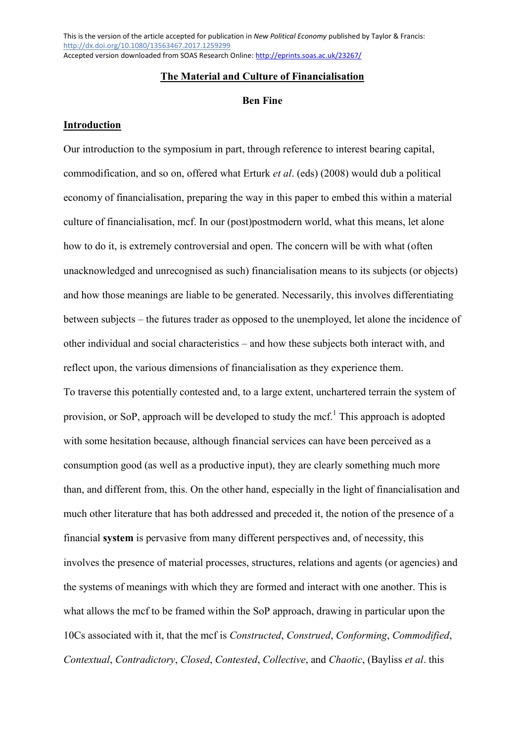This is the version of the article accepted for publication in *New Political Economy* published by Taylor & Francis: http://dx.doi.org/10.1080/13563467.2017.1259299
Accepted version downloaded from SOAS Research Online: http://eprints.soas.ac.uk/23267/

# The Material and Culture of Financialisation

**Ben Fine**

## Introduction

Our introduction to the symposium in part, through reference to interest bearing capital, commodification, and so on, offered what Erturk *et al*. (eds) (2008) would dub a political economy of financialisation, preparing the way in this paper to embed this within a material culture of financialisation, mcf. In our (post)postmodern world, what this means, let alone how to do it, is extremely controversial and open. The concern will be with what (often unacknowledged and unrecognised as such) financialisation means to its subjects (or objects) and how those meanings are liable to be generated. Necessarily, this involves differentiating between subjects – the futures trader as opposed to the unemployed, let alone the incidence of other individual and social characteristics – and how these subjects both interact with, and reflect upon, the various dimensions of financialisation as they experience them.

To traverse this potentially contested and, to a large extent, unchartered terrain the system of provision, or SoP, approach will be developed to study the mcf.[1] This approach is adopted with some hesitation because, although financial services can have been perceived as a consumption good (as well as a productive input), they are clearly something much more than, and different from, this. On the other hand, especially in the light of financialisation and much other literature that has both addressed and preceded it, the notion of the presence of a financial **system** is pervasive from many different perspectives and, of necessity, this involves the presence of material processes, structures, relations and agents (or agencies) and the systems of meanings with which they are formed and interact with one another. This is what allows the mcf to be framed within the SoP approach, drawing in particular upon the 10Cs associated with it, that the mcf is *Constructed*, *Construed*, *Conforming*, *Commodified*, *Contextual*, *Contradictory*, *Closed*, *Contested*, *Collective*, and *Chaotic*, (Bayliss *et al*. this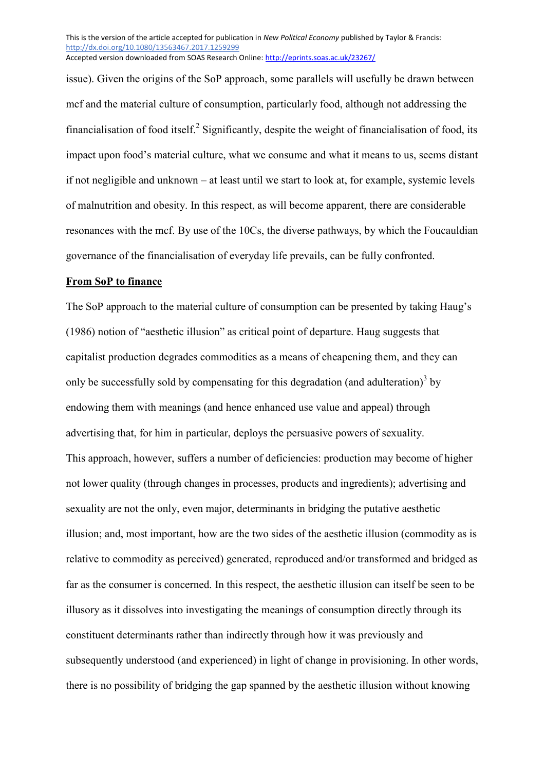issue). Given the origins of the SoP approach, some parallels will usefully be drawn between mcf and the material culture of consumption, particularly food, although not addressing the financialisation of food itself.[2] Significantly, despite the weight of financialisation of food, its impact upon food's material culture, what we consume and what it means to us, seems distant if not negligible and unknown – at least until we start to look at, for example, systemic levels of malnutrition and obesity. In this respect, as will become apparent, there are considerable resonances with the mcf. By use of the 10Cs, the diverse pathways, by which the Foucauldian governance of the financialisation of everyday life prevails, can be fully confronted.

## From SoP to finance

The SoP approach to the material culture of consumption can be presented by taking Haug's (1986) notion of "aesthetic illusion" as critical point of departure. Haug suggests that capitalist production degrades commodities as a means of cheapening them, and they can only be successfully sold by compensating for this degradation (and adulteration)[3] by endowing them with meanings (and hence enhanced use value and appeal) through advertising that, for him in particular, deploys the persuasive powers of sexuality.

This approach, however, suffers a number of deficiencies: production may become of higher not lower quality (through changes in processes, products and ingredients); advertising and sexuality are not the only, even major, determinants in bridging the putative aesthetic illusion; and, most important, how are the two sides of the aesthetic illusion (commodity as is relative to commodity as perceived) generated, reproduced and/or transformed and bridged as far as the consumer is concerned. In this respect, the aesthetic illusion can itself be seen to be illusory as it dissolves into investigating the meanings of consumption directly through its constituent determinants rather than indirectly through how it was previously and subsequently understood (and experienced) in light of change in provisioning. In other words, there is no possibility of bridging the gap spanned by the aesthetic illusion without knowing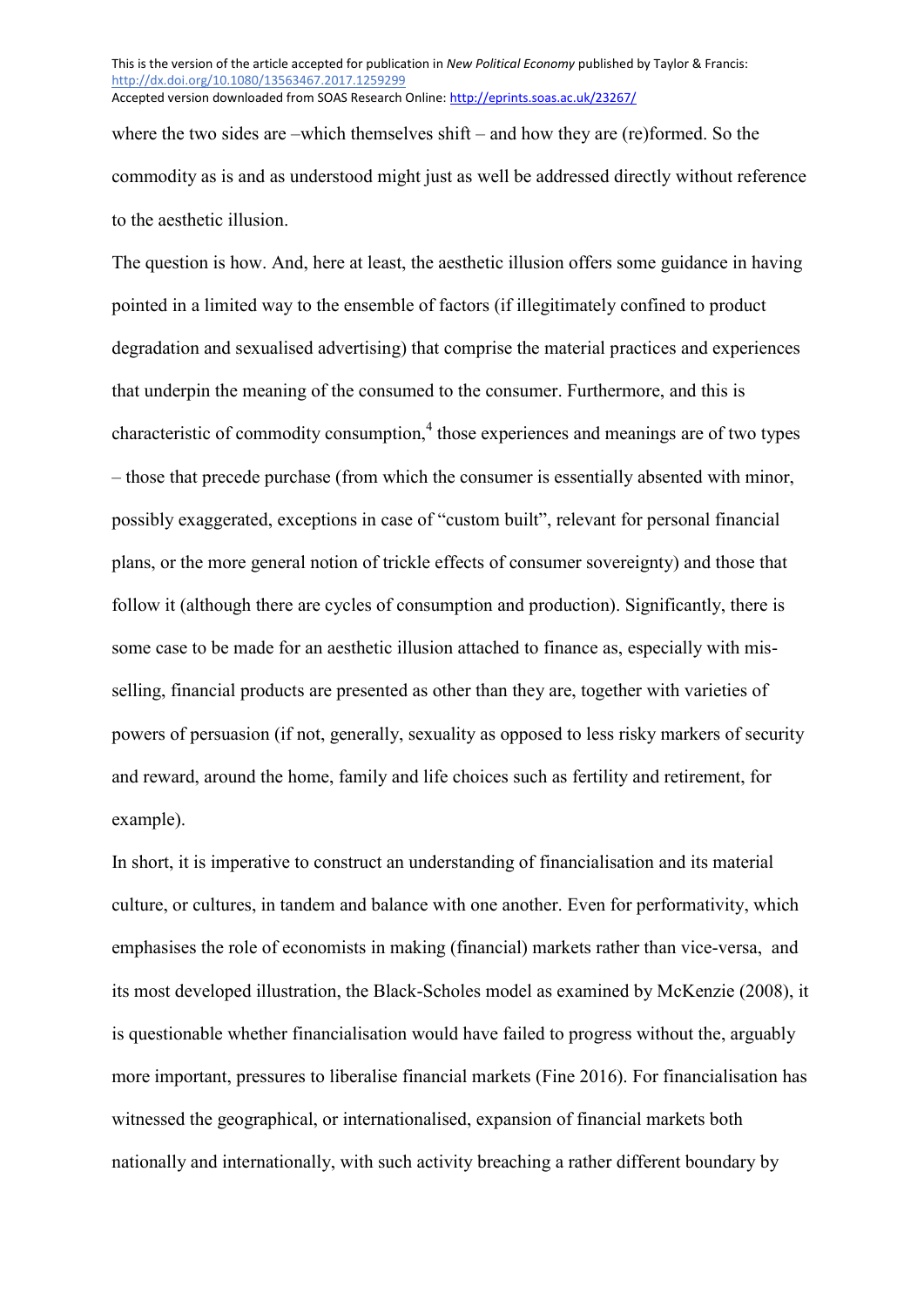where the two sides are –which themselves shift – and how they are (re)formed. So the commodity as is and as understood might just as well be addressed directly without reference to the aesthetic illusion.

The question is how. And, here at least, the aesthetic illusion offers some guidance in having pointed in a limited way to the ensemble of factors (if illegitimately confined to product degradation and sexualised advertising) that comprise the material practices and experiences that underpin the meaning of the consumed to the consumer. Furthermore, and this is characteristic of commodity consumption,[4] those experiences and meanings are of two types – those that precede purchase (from which the consumer is essentially absented with minor, possibly exaggerated, exceptions in case of "custom built", relevant for personal financial plans, or the more general notion of trickle effects of consumer sovereignty) and those that follow it (although there are cycles of consumption and production). Significantly, there is some case to be made for an aesthetic illusion attached to finance as, especially with mis-selling, financial products are presented as other than they are, together with varieties of powers of persuasion (if not, generally, sexuality as opposed to less risky markers of security and reward, around the home, family and life choices such as fertility and retirement, for example).

In short, it is imperative to construct an understanding of financialisation and its material culture, or cultures, in tandem and balance with one another. Even for performativity, which emphasises the role of economists in making (financial) markets rather than vice-versa, and its most developed illustration, the Black-Scholes model as examined by McKenzie (2008), it is questionable whether financialisation would have failed to progress without the, arguably more important, pressures to liberalise financial markets (Fine 2016). For financialisation has witnessed the geographical, or internationalised, expansion of financial markets both nationally and internationally, with such activity breaching a rather different boundary by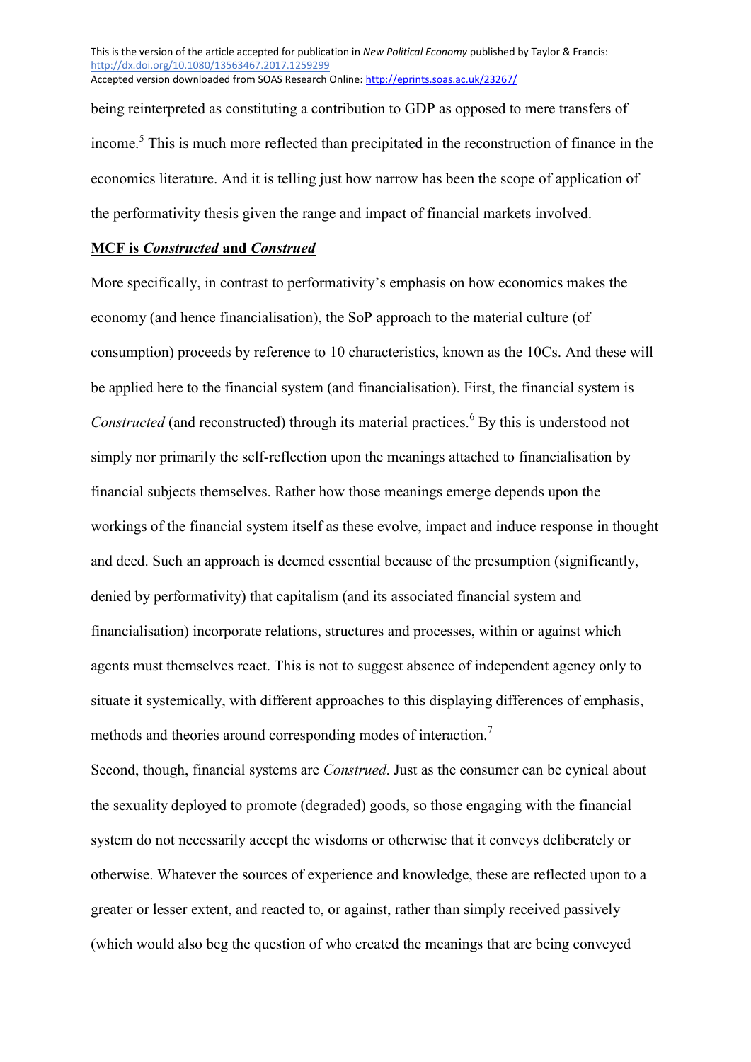being reinterpreted as constituting a contribution to GDP as opposed to mere transfers of income.[5] This is much more reflected than precipitated in the reconstruction of finance in the economics literature. And it is telling just how narrow has been the scope of application of the performativity thesis given the range and impact of financial markets involved.

**MCF is *Constructed* and *Construed***

More specifically, in contrast to performativity's emphasis on how economics makes the economy (and hence financialisation), the SoP approach to the material culture (of consumption) proceeds by reference to 10 characteristics, known as the 10Cs. And these will be applied here to the financial system (and financialisation). First, the financial system is *Constructed* (and reconstructed) through its material practices.[6] By this is understood not simply nor primarily the self-reflection upon the meanings attached to financialisation by financial subjects themselves. Rather how those meanings emerge depends upon the workings of the financial system itself as these evolve, impact and induce response in thought and deed. Such an approach is deemed essential because of the presumption (significantly, denied by performativity) that capitalism (and its associated financial system and financialisation) incorporate relations, structures and processes, within or against which agents must themselves react. This is not to suggest absence of independent agency only to situate it systemically, with different approaches to this displaying differences of emphasis, methods and theories around corresponding modes of interaction.[7]

Second, though, financial systems are *Construed*. Just as the consumer can be cynical about the sexuality deployed to promote (degraded) goods, so those engaging with the financial system do not necessarily accept the wisdoms or otherwise that it conveys deliberately or otherwise. Whatever the sources of experience and knowledge, these are reflected upon to a greater or lesser extent, and reacted to, or against, rather than simply received passively (which would also beg the question of who created the meanings that are being conveyed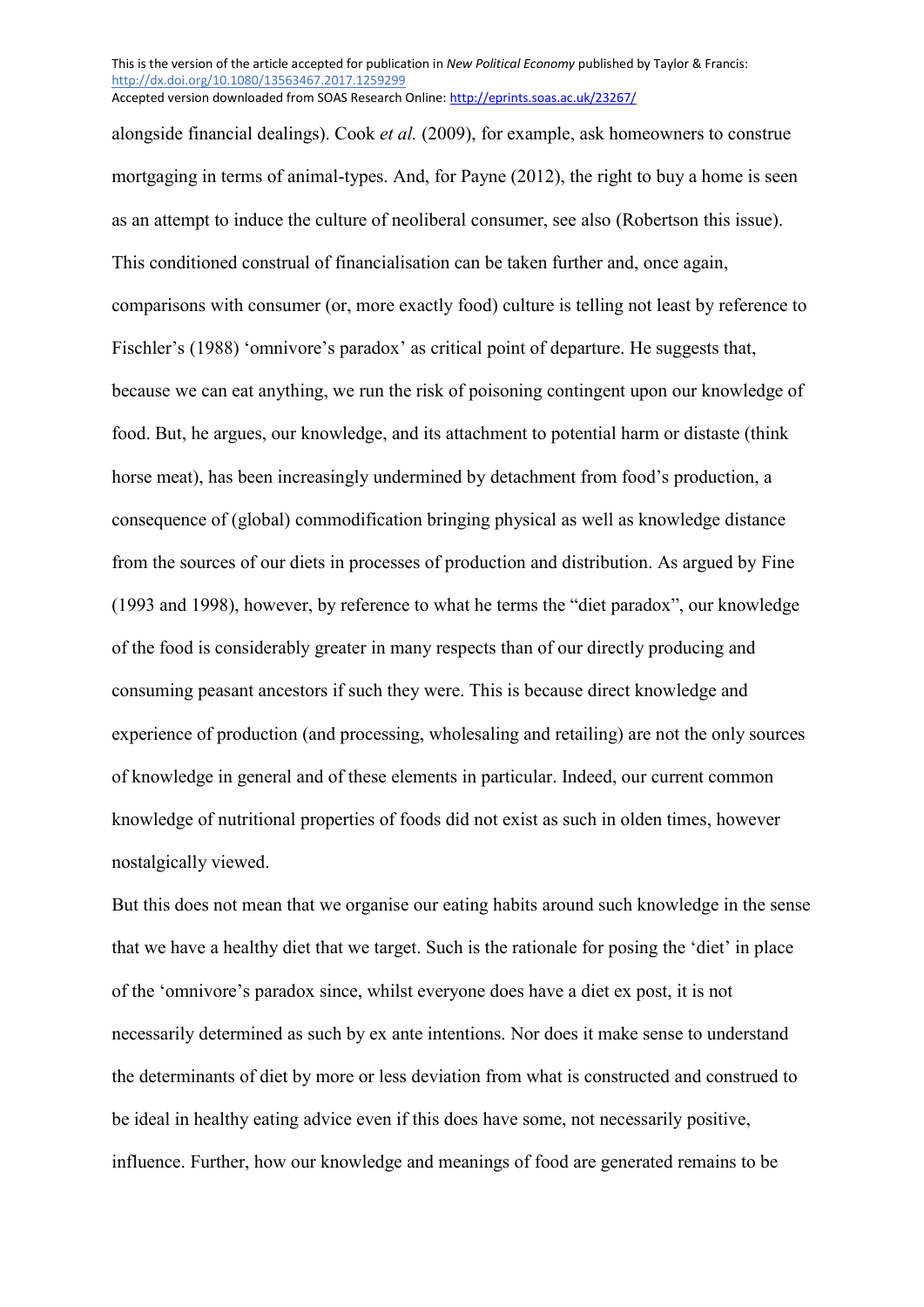alongside financial dealings). Cook *et al.* (2009), for example, ask homeowners to construe mortgaging in terms of animal-types. And, for Payne (2012), the right to buy a home is seen as an attempt to induce the culture of neoliberal consumer, see also (Robertson this issue). This conditioned construal of financialisation can be taken further and, once again, comparisons with consumer (or, more exactly food) culture is telling not least by reference to Fischler's (1988) 'omnivore's paradox' as critical point of departure. He suggests that, because we can eat anything, we run the risk of poisoning contingent upon our knowledge of food. But, he argues, our knowledge, and its attachment to potential harm or distaste (think horse meat), has been increasingly undermined by detachment from food's production, a consequence of (global) commodification bringing physical as well as knowledge distance from the sources of our diets in processes of production and distribution. As argued by Fine (1993 and 1998), however, by reference to what he terms the "diet paradox", our knowledge of the food is considerably greater in many respects than of our directly producing and consuming peasant ancestors if such they were. This is because direct knowledge and experience of production (and processing, wholesaling and retailing) are not the only sources of knowledge in general and of these elements in particular. Indeed, our current common knowledge of nutritional properties of foods did not exist as such in olden times, however nostalgically viewed.

But this does not mean that we organise our eating habits around such knowledge in the sense that we have a healthy diet that we target. Such is the rationale for posing the 'diet' in place of the 'omnivore's paradox since, whilst everyone does have a diet ex post, it is not necessarily determined as such by ex ante intentions. Nor does it make sense to understand the determinants of diet by more or less deviation from what is constructed and construed to be ideal in healthy eating advice even if this does have some, not necessarily positive, influence. Further, how our knowledge and meanings of food are generated remains to be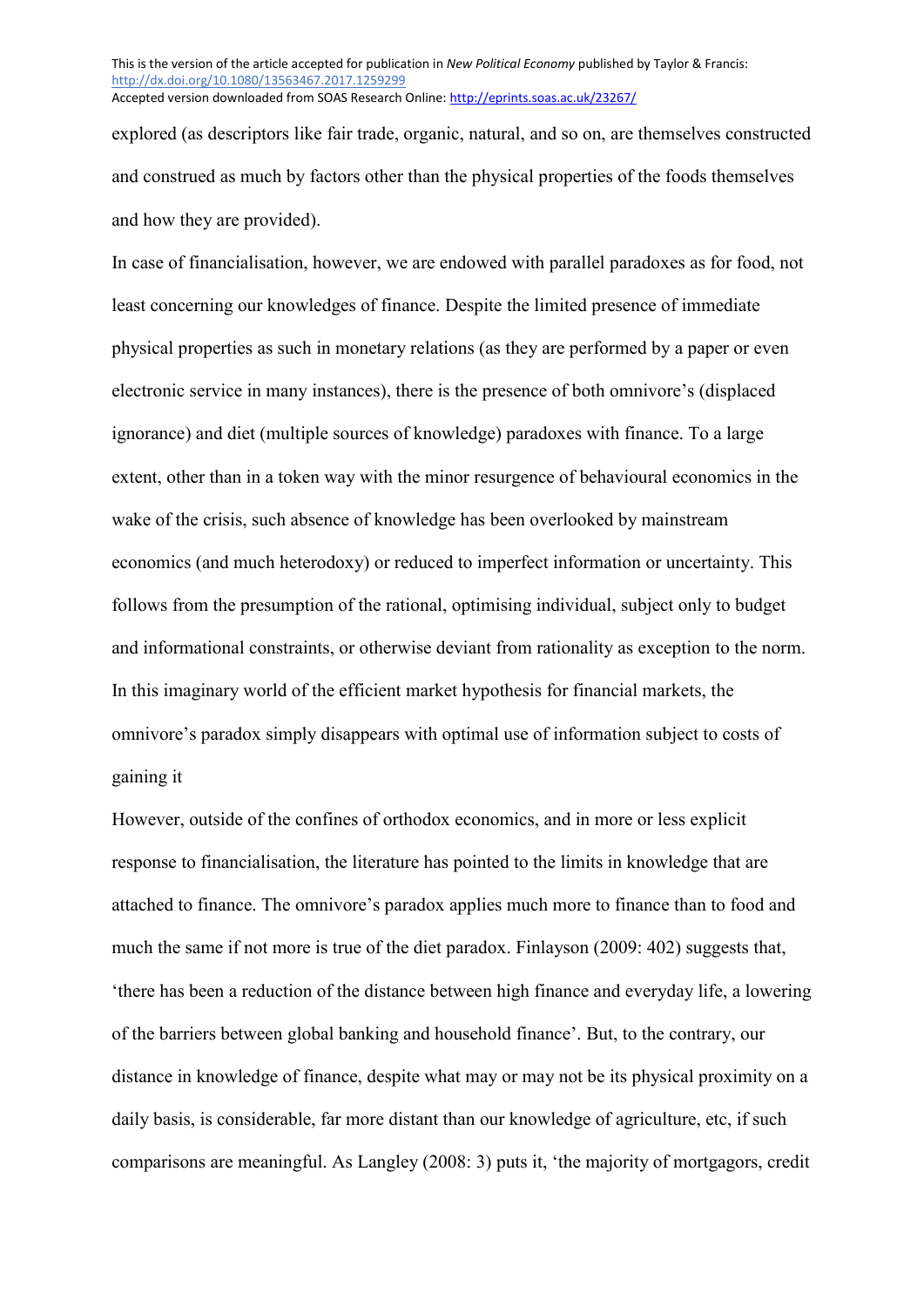explored (as descriptors like fair trade, organic, natural, and so on, are themselves constructed and construed as much by factors other than the physical properties of the foods themselves and how they are provided).

In case of financialisation, however, we are endowed with parallel paradoxes as for food, not least concerning our knowledges of finance. Despite the limited presence of immediate physical properties as such in monetary relations (as they are performed by a paper or even electronic service in many instances), there is the presence of both omnivore's (displaced ignorance) and diet (multiple sources of knowledge) paradoxes with finance. To a large extent, other than in a token way with the minor resurgence of behavioural economics in the wake of the crisis, such absence of knowledge has been overlooked by mainstream economics (and much heterodoxy) or reduced to imperfect information or uncertainty. This follows from the presumption of the rational, optimising individual, subject only to budget and informational constraints, or otherwise deviant from rationality as exception to the norm. In this imaginary world of the efficient market hypothesis for financial markets, the omnivore's paradox simply disappears with optimal use of information subject to costs of gaining it

However, outside of the confines of orthodox economics, and in more or less explicit response to financialisation, the literature has pointed to the limits in knowledge that are attached to finance. The omnivore's paradox applies much more to finance than to food and much the same if not more is true of the diet paradox. Finlayson (2009: 402) suggests that, 'there has been a reduction of the distance between high finance and everyday life, a lowering of the barriers between global banking and household finance'. But, to the contrary, our distance in knowledge of finance, despite what may or may not be its physical proximity on a daily basis, is considerable, far more distant than our knowledge of agriculture, etc, if such comparisons are meaningful. As Langley (2008: 3) puts it, 'the majority of mortgagors, credit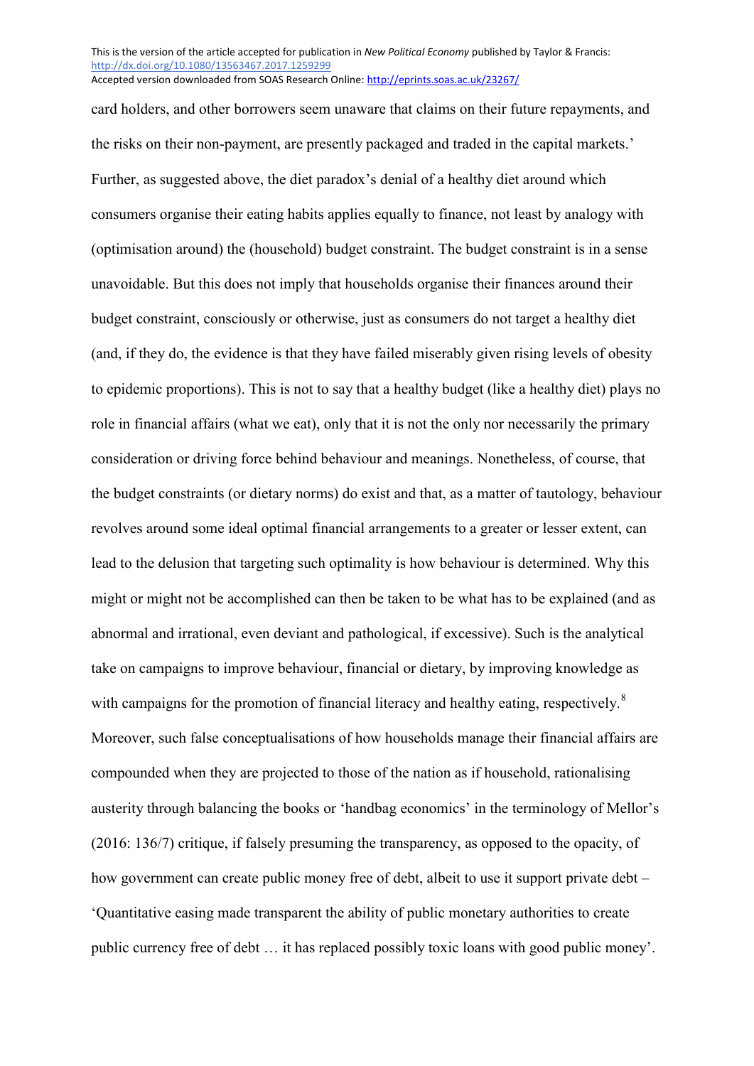card holders, and other borrowers seem unaware that claims on their future repayments, and the risks on their non-payment, are presently packaged and traded in the capital markets.' Further, as suggested above, the diet paradox's denial of a healthy diet around which consumers organise their eating habits applies equally to finance, not least by analogy with (optimisation around) the (household) budget constraint. The budget constraint is in a sense unavoidable. But this does not imply that households organise their finances around their budget constraint, consciously or otherwise, just as consumers do not target a healthy diet (and, if they do, the evidence is that they have failed miserably given rising levels of obesity to epidemic proportions). This is not to say that a healthy budget (like a healthy diet) plays no role in financial affairs (what we eat), only that it is not the only nor necessarily the primary consideration or driving force behind behaviour and meanings. Nonetheless, of course, that the budget constraints (or dietary norms) do exist and that, as a matter of tautology, behaviour revolves around some ideal optimal financial arrangements to a greater or lesser extent, can lead to the delusion that targeting such optimality is how behaviour is determined. Why this might or might not be accomplished can then be taken to be what has to be explained (and as abnormal and irrational, even deviant and pathological, if excessive). Such is the analytical take on campaigns to improve behaviour, financial or dietary, by improving knowledge as with campaigns for the promotion of financial literacy and healthy eating, respectively.[8] Moreover, such false conceptualisations of how households manage their financial affairs are compounded when they are projected to those of the nation as if household, rationalising austerity through balancing the books or 'handbag economics' in the terminology of Mellor's (2016: 136/7) critique, if falsely presuming the transparency, as opposed to the opacity, of how government can create public money free of debt, albeit to use it support private debt – 'Quantitative easing made transparent the ability of public monetary authorities to create public currency free of debt … it has replaced possibly toxic loans with good public money'.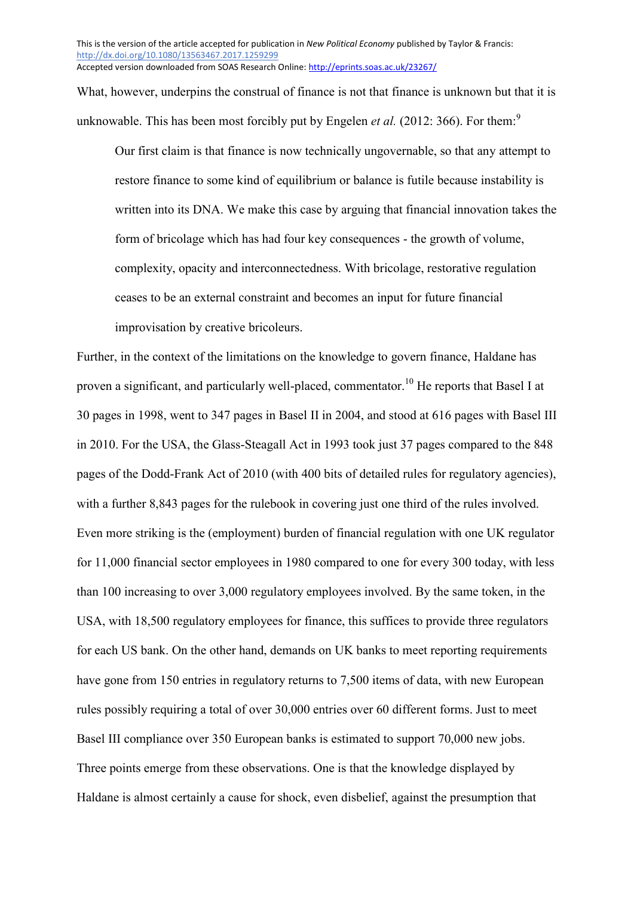What, however, underpins the construal of finance is not that finance is unknown but that it is unknowable. This has been most forcibly put by Engelen *et al.* (2012: 366). For them:[9]

> Our first claim is that finance is now technically ungovernable, so that any attempt to restore finance to some kind of equilibrium or balance is futile because instability is written into its DNA. We make this case by arguing that financial innovation takes the form of bricolage which has had four key consequences - the growth of volume, complexity, opacity and interconnectedness. With bricolage, restorative regulation ceases to be an external constraint and becomes an input for future financial improvisation by creative bricoleurs.

Further, in the context of the limitations on the knowledge to govern finance, Haldane has proven a significant, and particularly well-placed, commentator.[10] He reports that Basel I at 30 pages in 1998, went to 347 pages in Basel II in 2004, and stood at 616 pages with Basel III in 2010. For the USA, the Glass-Steagall Act in 1993 took just 37 pages compared to the 848 pages of the Dodd-Frank Act of 2010 (with 400 bits of detailed rules for regulatory agencies), with a further 8,843 pages for the rulebook in covering just one third of the rules involved. Even more striking is the (employment) burden of financial regulation with one UK regulator for 11,000 financial sector employees in 1980 compared to one for every 300 today, with less than 100 increasing to over 3,000 regulatory employees involved. By the same token, in the USA, with 18,500 regulatory employees for finance, this suffices to provide three regulators for each US bank. On the other hand, demands on UK banks to meet reporting requirements have gone from 150 entries in regulatory returns to 7,500 items of data, with new European rules possibly requiring a total of over 30,000 entries over 60 different forms. Just to meet Basel III compliance over 350 European banks is estimated to support 70,000 new jobs. Three points emerge from these observations. One is that the knowledge displayed by Haldane is almost certainly a cause for shock, even disbelief, against the presumption that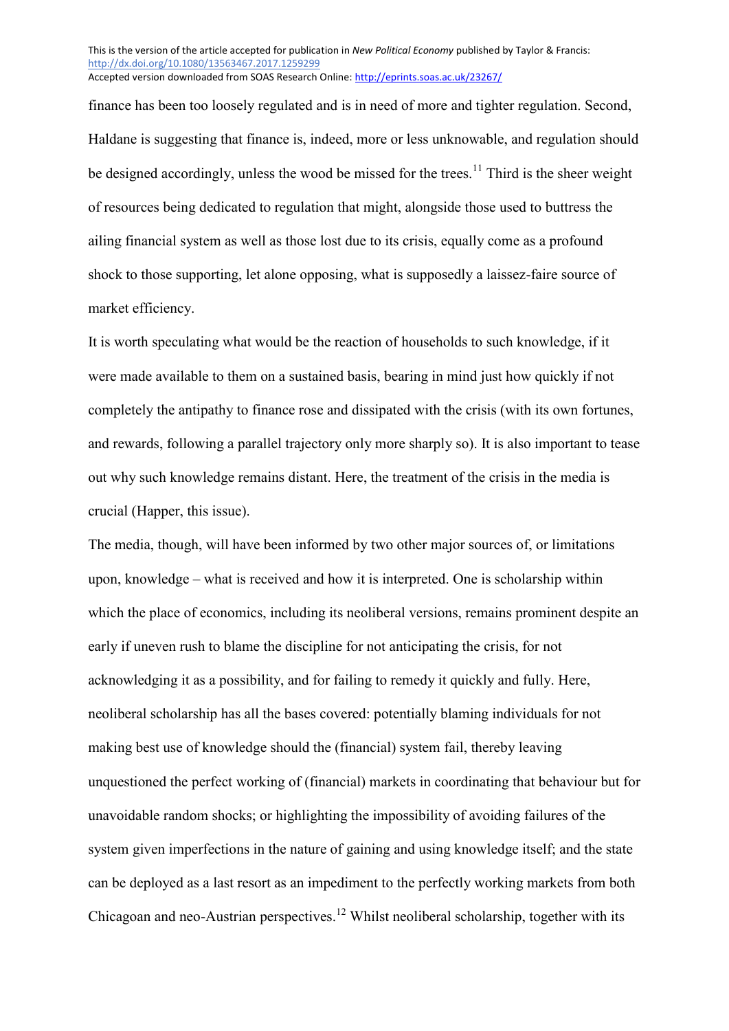finance has been too loosely regulated and is in need of more and tighter regulation. Second, Haldane is suggesting that finance is, indeed, more or less unknowable, and regulation should be designed accordingly, unless the wood be missed for the trees.[11] Third is the sheer weight of resources being dedicated to regulation that might, alongside those used to buttress the ailing financial system as well as those lost due to its crisis, equally come as a profound shock to those supporting, let alone opposing, what is supposedly a laissez-faire source of market efficiency.

It is worth speculating what would be the reaction of households to such knowledge, if it were made available to them on a sustained basis, bearing in mind just how quickly if not completely the antipathy to finance rose and dissipated with the crisis (with its own fortunes, and rewards, following a parallel trajectory only more sharply so). It is also important to tease out why such knowledge remains distant. Here, the treatment of the crisis in the media is crucial (Happer, this issue).

The media, though, will have been informed by two other major sources of, or limitations upon, knowledge – what is received and how it is interpreted. One is scholarship within which the place of economics, including its neoliberal versions, remains prominent despite an early if uneven rush to blame the discipline for not anticipating the crisis, for not acknowledging it as a possibility, and for failing to remedy it quickly and fully. Here, neoliberal scholarship has all the bases covered: potentially blaming individuals for not making best use of knowledge should the (financial) system fail, thereby leaving unquestioned the perfect working of (financial) markets in coordinating that behaviour but for unavoidable random shocks; or highlighting the impossibility of avoiding failures of the system given imperfections in the nature of gaining and using knowledge itself; and the state can be deployed as a last resort as an impediment to the perfectly working markets from both Chicagoan and neo-Austrian perspectives.[12] Whilst neoliberal scholarship, together with its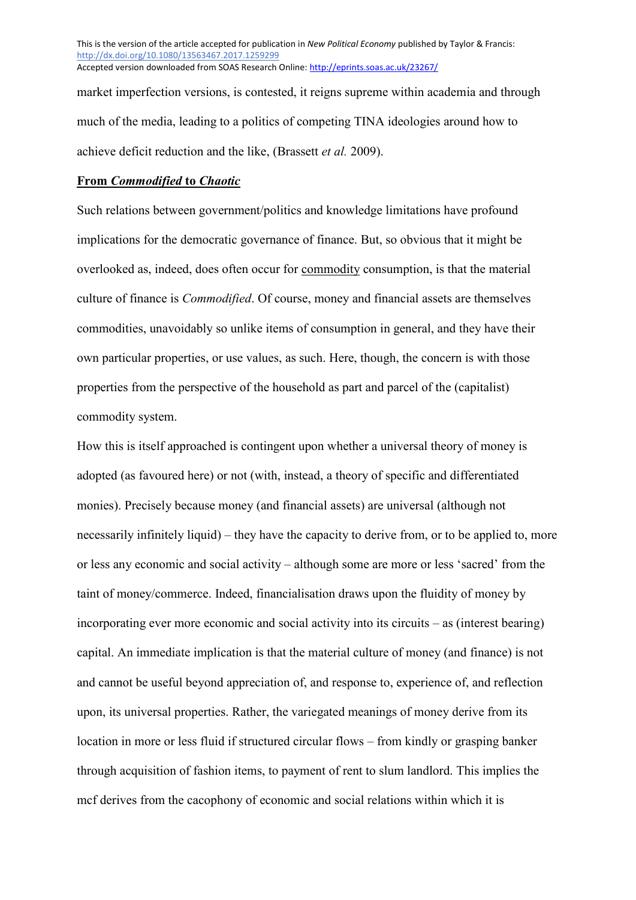market imperfection versions, is contested, it reigns supreme within academia and through much of the media, leading to a politics of competing TINA ideologies around how to achieve deficit reduction and the like, (Brassett *et al.* 2009).

## From *Commodified* to *Chaotic*

Such relations between government/politics and knowledge limitations have profound implications for the democratic governance of finance. But, so obvious that it might be overlooked as, indeed, does often occur for commodity consumption, is that the material culture of finance is *Commodified*. Of course, money and financial assets are themselves commodities, unavoidably so unlike items of consumption in general, and they have their own particular properties, or use values, as such. Here, though, the concern is with those properties from the perspective of the household as part and parcel of the (capitalist) commodity system.

How this is itself approached is contingent upon whether a universal theory of money is adopted (as favoured here) or not (with, instead, a theory of specific and differentiated monies). Precisely because money (and financial assets) are universal (although not necessarily infinitely liquid) – they have the capacity to derive from, or to be applied to, more or less any economic and social activity – although some are more or less 'sacred' from the taint of money/commerce. Indeed, financialisation draws upon the fluidity of money by incorporating ever more economic and social activity into its circuits – as (interest bearing) capital. An immediate implication is that the material culture of money (and finance) is not and cannot be useful beyond appreciation of, and response to, experience of, and reflection upon, its universal properties. Rather, the variegated meanings of money derive from its location in more or less fluid if structured circular flows – from kindly or grasping banker through acquisition of fashion items, to payment of rent to slum landlord. This implies the mcf derives from the cacophony of economic and social relations within which it is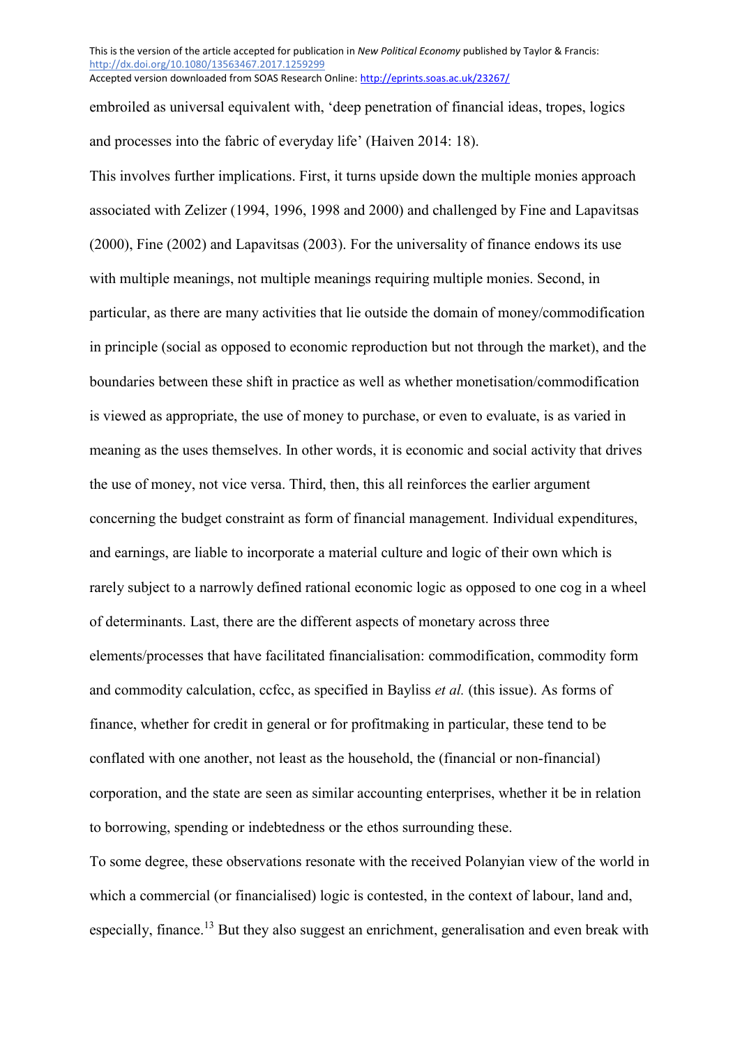embroiled as universal equivalent with, 'deep penetration of financial ideas, tropes, logics and processes into the fabric of everyday life' (Haiven 2014: 18).

This involves further implications. First, it turns upside down the multiple monies approach associated with Zelizer (1994, 1996, 1998 and 2000) and challenged by Fine and Lapavitsas (2000), Fine (2002) and Lapavitsas (2003). For the universality of finance endows its use with multiple meanings, not multiple meanings requiring multiple monies. Second, in particular, as there are many activities that lie outside the domain of money/commodification in principle (social as opposed to economic reproduction but not through the market), and the boundaries between these shift in practice as well as whether monetisation/commodification is viewed as appropriate, the use of money to purchase, or even to evaluate, is as varied in meaning as the uses themselves. In other words, it is economic and social activity that drives the use of money, not vice versa. Third, then, this all reinforces the earlier argument concerning the budget constraint as form of financial management. Individual expenditures, and earnings, are liable to incorporate a material culture and logic of their own which is rarely subject to a narrowly defined rational economic logic as opposed to one cog in a wheel of determinants. Last, there are the different aspects of monetary across three elements/processes that have facilitated financialisation: commodification, commodity form and commodity calculation, ccfcc, as specified in Bayliss *et al.* (this issue). As forms of finance, whether for credit in general or for profitmaking in particular, these tend to be conflated with one another, not least as the household, the (financial or non-financial) corporation, and the state are seen as similar accounting enterprises, whether it be in relation to borrowing, spending or indebtedness or the ethos surrounding these.

To some degree, these observations resonate with the received Polanyian view of the world in which a commercial (or financialised) logic is contested, in the context of labour, land and, especially, finance.[13] But they also suggest an enrichment, generalisation and even break with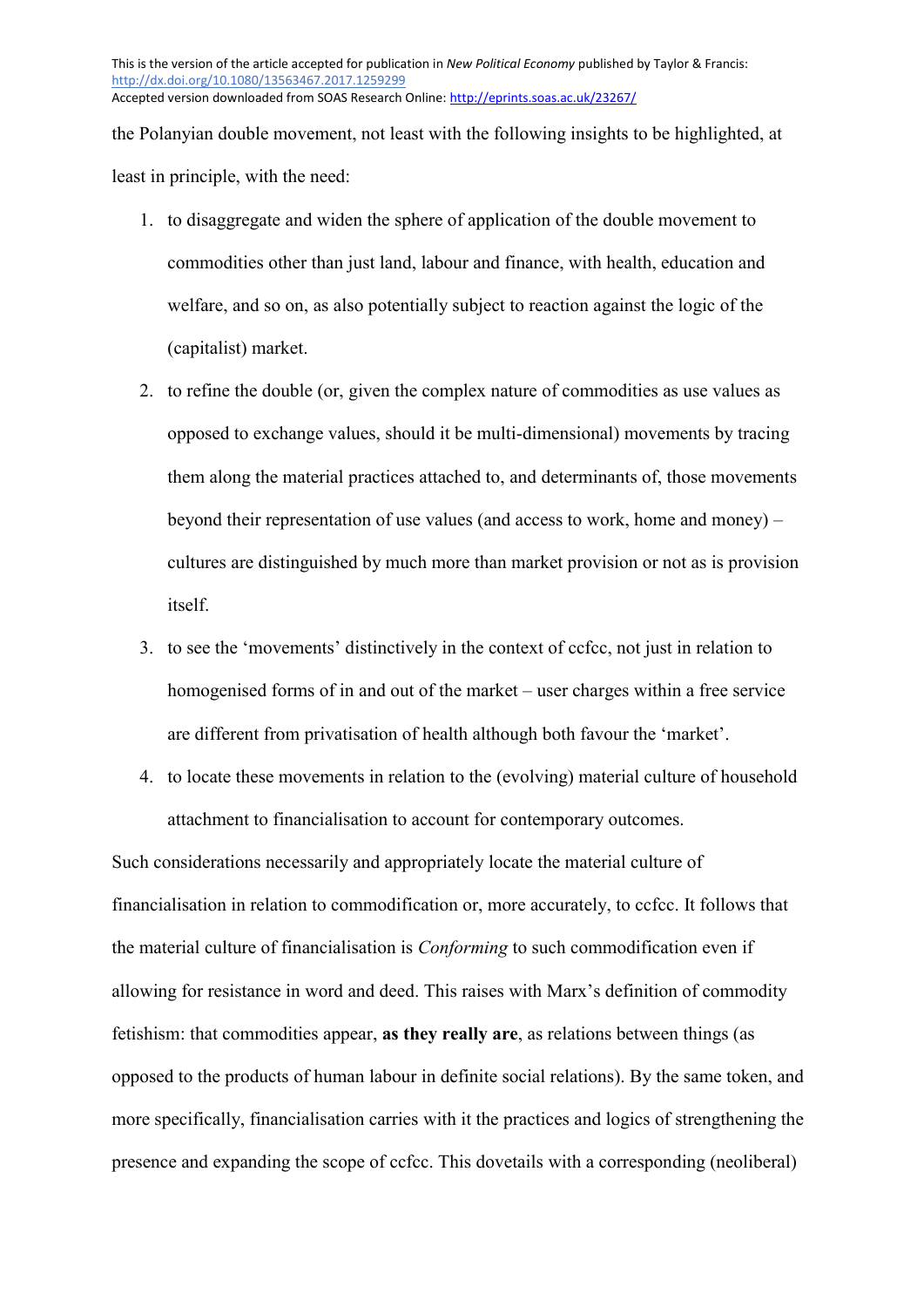the Polanyian double movement, not least with the following insights to be highlighted, at least in principle, with the need:

1. to disaggregate and widen the sphere of application of the double movement to commodities other than just land, labour and finance, with health, education and welfare, and so on, as also potentially subject to reaction against the logic of the (capitalist) market.
2. to refine the double (or, given the complex nature of commodities as use values as opposed to exchange values, should it be multi-dimensional) movements by tracing them along the material practices attached to, and determinants of, those movements beyond their representation of use values (and access to work, home and money) – cultures are distinguished by much more than market provision or not as is provision itself.
3. to see the 'movements' distinctively in the context of ccfcc, not just in relation to homogenised forms of in and out of the market – user charges within a free service are different from privatisation of health although both favour the 'market'.
4. to locate these movements in relation to the (evolving) material culture of household attachment to financialisation to account for contemporary outcomes.

Such considerations necessarily and appropriately locate the material culture of financialisation in relation to commodification or, more accurately, to ccfcc. It follows that the material culture of financialisation is *Conforming* to such commodification even if allowing for resistance in word and deed. This raises with Marx's definition of commodity fetishism: that commodities appear, **as they really are**, as relations between things (as opposed to the products of human labour in definite social relations). By the same token, and more specifically, financialisation carries with it the practices and logics of strengthening the presence and expanding the scope of ccfcc. This dovetails with a corresponding (neoliberal)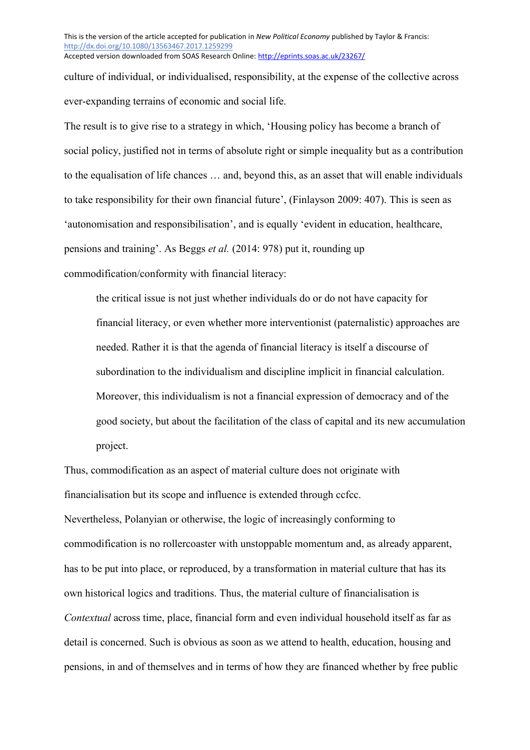culture of individual, or individualised, responsibility, at the expense of the collective across ever-expanding terrains of economic and social life.

The result is to give rise to a strategy in which, 'Housing policy has become a branch of social policy, justified not in terms of absolute right or simple inequality but as a contribution to the equalisation of life chances … and, beyond this, as an asset that will enable individuals to take responsibility for their own financial future', (Finlayson 2009: 407). This is seen as 'autonomisation and responsibilisation', and is equally 'evident in education, healthcare, pensions and training'. As Beggs *et al.* (2014: 978) put it, rounding up commodification/conformity with financial literacy:

> the critical issue is not just whether individuals do or do not have capacity for financial literacy, or even whether more interventionist (paternalistic) approaches are needed. Rather it is that the agenda of financial literacy is itself a discourse of subordination to the individualism and discipline implicit in financial calculation. Moreover, this individualism is not a financial expression of democracy and of the good society, but about the facilitation of the class of capital and its new accumulation project.

Thus, commodification as an aspect of material culture does not originate with financialisation but its scope and influence is extended through ccfcc.

Nevertheless, Polanyian or otherwise, the logic of increasingly conforming to commodification is no rollercoaster with unstoppable momentum and, as already apparent, has to be put into place, or reproduced, by a transformation in material culture that has its own historical logics and traditions. Thus, the material culture of financialisation is *Contextual* across time, place, financial form and even individual household itself as far as detail is concerned. Such is obvious as soon as we attend to health, education, housing and pensions, in and of themselves and in terms of how they are financed whether by free public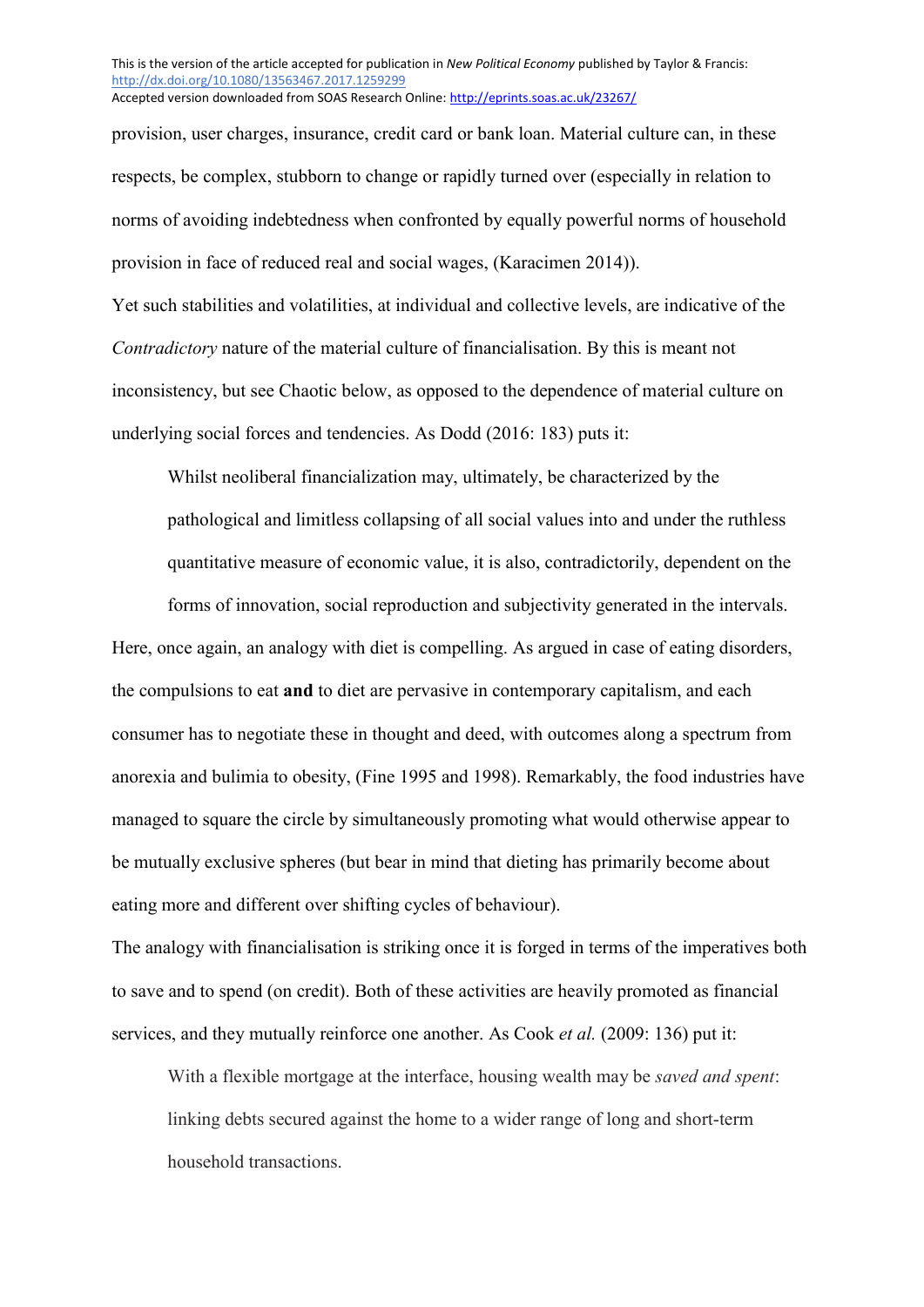provision, user charges, insurance, credit card or bank loan. Material culture can, in these respects, be complex, stubborn to change or rapidly turned over (especially in relation to norms of avoiding indebtedness when confronted by equally powerful norms of household provision in face of reduced real and social wages, (Karacimen 2014)).

Yet such stabilities and volatilities, at individual and collective levels, are indicative of the *Contradictory* nature of the material culture of financialisation. By this is meant not inconsistency, but see Chaotic below, as opposed to the dependence of material culture on underlying social forces and tendencies. As Dodd (2016: 183) puts it:

> Whilst neoliberal financialization may, ultimately, be characterized by the pathological and limitless collapsing of all social values into and under the ruthless quantitative measure of economic value, it is also, contradictorily, dependent on the forms of innovation, social reproduction and subjectivity generated in the intervals.

Here, once again, an analogy with diet is compelling. As argued in case of eating disorders, the compulsions to eat **and** to diet are pervasive in contemporary capitalism, and each consumer has to negotiate these in thought and deed, with outcomes along a spectrum from anorexia and bulimia to obesity, (Fine 1995 and 1998). Remarkably, the food industries have managed to square the circle by simultaneously promoting what would otherwise appear to be mutually exclusive spheres (but bear in mind that dieting has primarily become about eating more and different over shifting cycles of behaviour).

The analogy with financialisation is striking once it is forged in terms of the imperatives both to save and to spend (on credit). Both of these activities are heavily promoted as financial services, and they mutually reinforce one another. As Cook *et al.* (2009: 136) put it:

> With a flexible mortgage at the interface, housing wealth may be *saved and spent*: linking debts secured against the home to a wider range of long and short-term household transactions.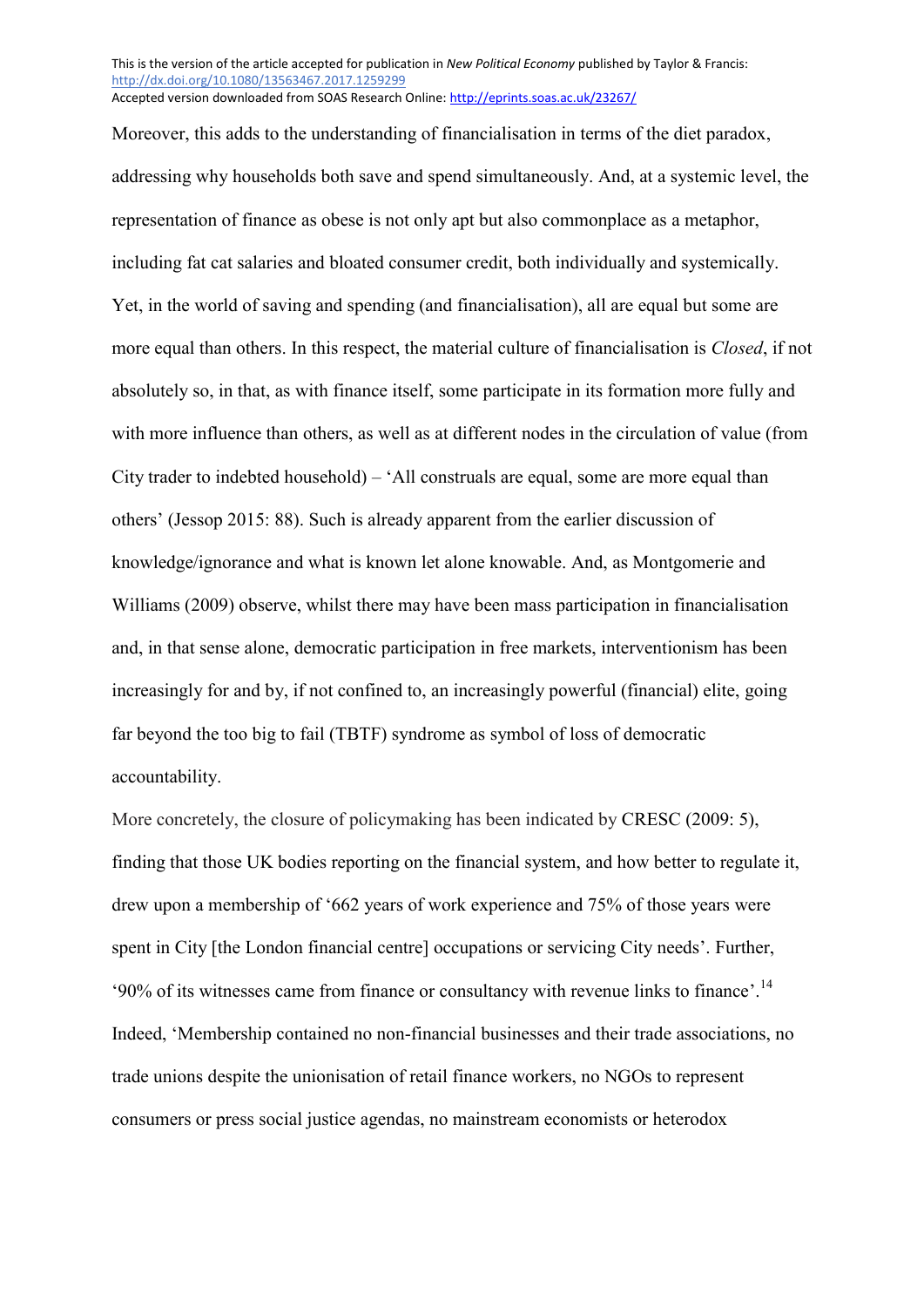Moreover, this adds to the understanding of financialisation in terms of the diet paradox, addressing why households both save and spend simultaneously. And, at a systemic level, the representation of finance as obese is not only apt but also commonplace as a metaphor, including fat cat salaries and bloated consumer credit, both individually and systemically. Yet, in the world of saving and spending (and financialisation), all are equal but some are more equal than others. In this respect, the material culture of financialisation is *Closed*, if not absolutely so, in that, as with finance itself, some participate in its formation more fully and with more influence than others, as well as at different nodes in the circulation of value (from City trader to indebted household) – 'All construals are equal, some are more equal than others' (Jessop 2015: 88). Such is already apparent from the earlier discussion of knowledge/ignorance and what is known let alone knowable. And, as Montgomerie and Williams (2009) observe, whilst there may have been mass participation in financialisation and, in that sense alone, democratic participation in free markets, interventionism has been increasingly for and by, if not confined to, an increasingly powerful (financial) elite, going far beyond the too big to fail (TBTF) syndrome as symbol of loss of democratic accountability.

More concretely, the closure of policymaking has been indicated by CRESC (2009: 5), finding that those UK bodies reporting on the financial system, and how better to regulate it, drew upon a membership of '662 years of work experience and 75% of those years were spent in City [the London financial centre] occupations or servicing City needs'. Further, '90% of its witnesses came from finance or consultancy with revenue links to finance'.[14] Indeed, 'Membership contained no non-financial businesses and their trade associations, no trade unions despite the unionisation of retail finance workers, no NGOs to represent consumers or press social justice agendas, no mainstream economists or heterodox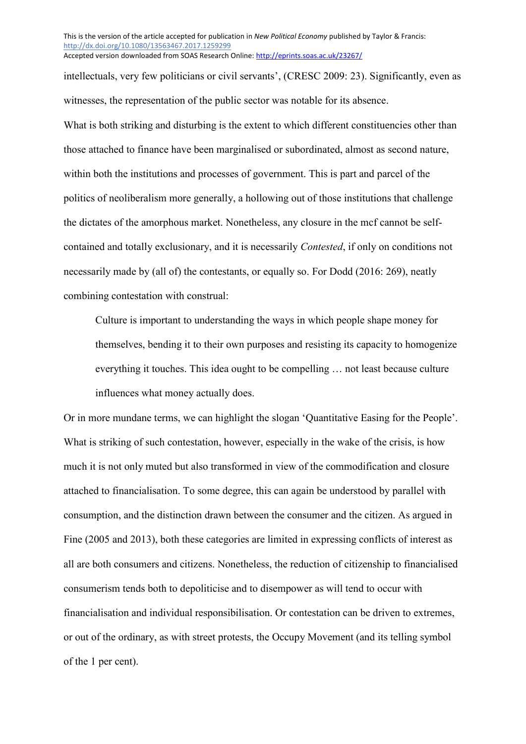intellectuals, very few politicians or civil servants', (CRESC 2009: 23). Significantly, even as witnesses, the representation of the public sector was notable for its absence.

What is both striking and disturbing is the extent to which different constituencies other than those attached to finance have been marginalised or subordinated, almost as second nature, within both the institutions and processes of government. This is part and parcel of the politics of neoliberalism more generally, a hollowing out of those institutions that challenge the dictates of the amorphous market. Nonetheless, any closure in the mcf cannot be self-contained and totally exclusionary, and it is necessarily *Contested*, if only on conditions not necessarily made by (all of) the contestants, or equally so. For Dodd (2016: 269), neatly combining contestation with construal:

> Culture is important to understanding the ways in which people shape money for themselves, bending it to their own purposes and resisting its capacity to homogenize everything it touches. This idea ought to be compelling … not least because culture influences what money actually does.

Or in more mundane terms, we can highlight the slogan 'Quantitative Easing for the People'. What is striking of such contestation, however, especially in the wake of the crisis, is how much it is not only muted but also transformed in view of the commodification and closure attached to financialisation. To some degree, this can again be understood by parallel with consumption, and the distinction drawn between the consumer and the citizen. As argued in Fine (2005 and 2013), both these categories are limited in expressing conflicts of interest as all are both consumers and citizens. Nonetheless, the reduction of citizenship to financialised consumerism tends both to depoliticise and to disempower as will tend to occur with financialisation and individual responsibilisation. Or contestation can be driven to extremes, or out of the ordinary, as with street protests, the Occupy Movement (and its telling symbol of the 1 per cent).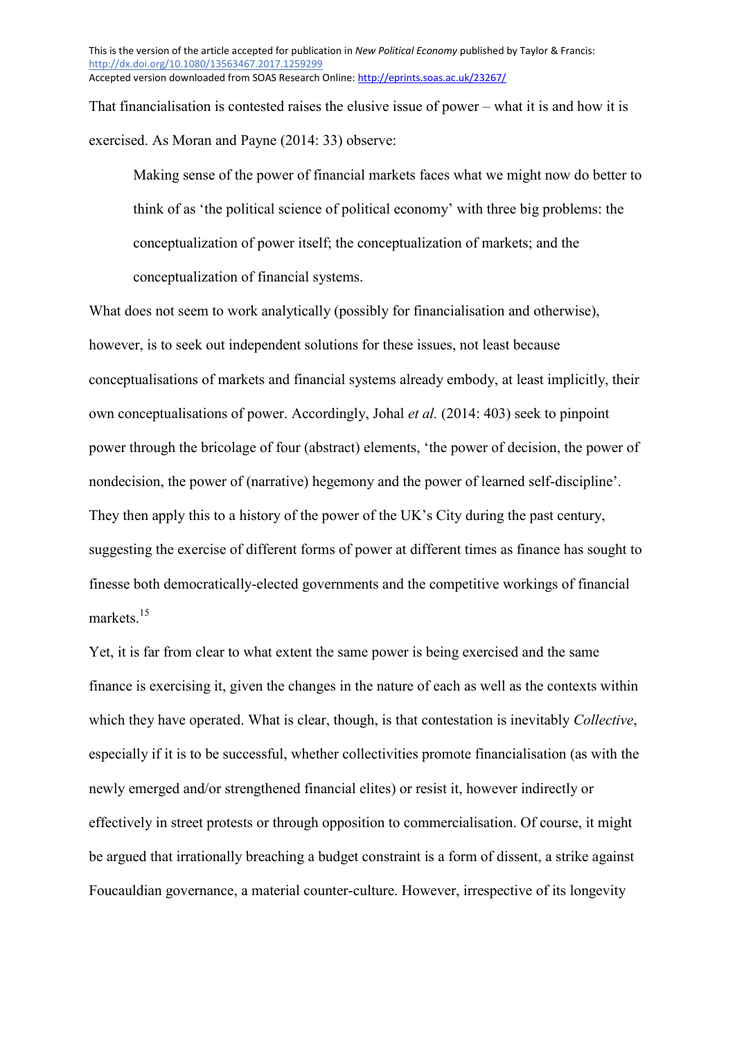That financialisation is contested raises the elusive issue of power – what it is and how it is exercised. As Moran and Payne (2014: 33) observe:

> Making sense of the power of financial markets faces what we might now do better to think of as 'the political science of political economy' with three big problems: the conceptualization of power itself; the conceptualization of markets; and the conceptualization of financial systems.

What does not seem to work analytically (possibly for financialisation and otherwise), however, is to seek out independent solutions for these issues, not least because conceptualisations of markets and financial systems already embody, at least implicitly, their own conceptualisations of power. Accordingly, Johal *et al.* (2014: 403) seek to pinpoint power through the bricolage of four (abstract) elements, 'the power of decision, the power of nondecision, the power of (narrative) hegemony and the power of learned self-discipline'. They then apply this to a history of the power of the UK's City during the past century, suggesting the exercise of different forms of power at different times as finance has sought to finesse both democratically-elected governments and the competitive workings of financial markets.[15]

Yet, it is far from clear to what extent the same power is being exercised and the same finance is exercising it, given the changes in the nature of each as well as the contexts within which they have operated. What is clear, though, is that contestation is inevitably *Collective*, especially if it is to be successful, whether collectivities promote financialisation (as with the newly emerged and/or strengthened financial elites) or resist it, however indirectly or effectively in street protests or through opposition to commercialisation. Of course, it might be argued that irrationally breaching a budget constraint is a form of dissent, a strike against Foucauldian governance, a material counter-culture. However, irrespective of its longevity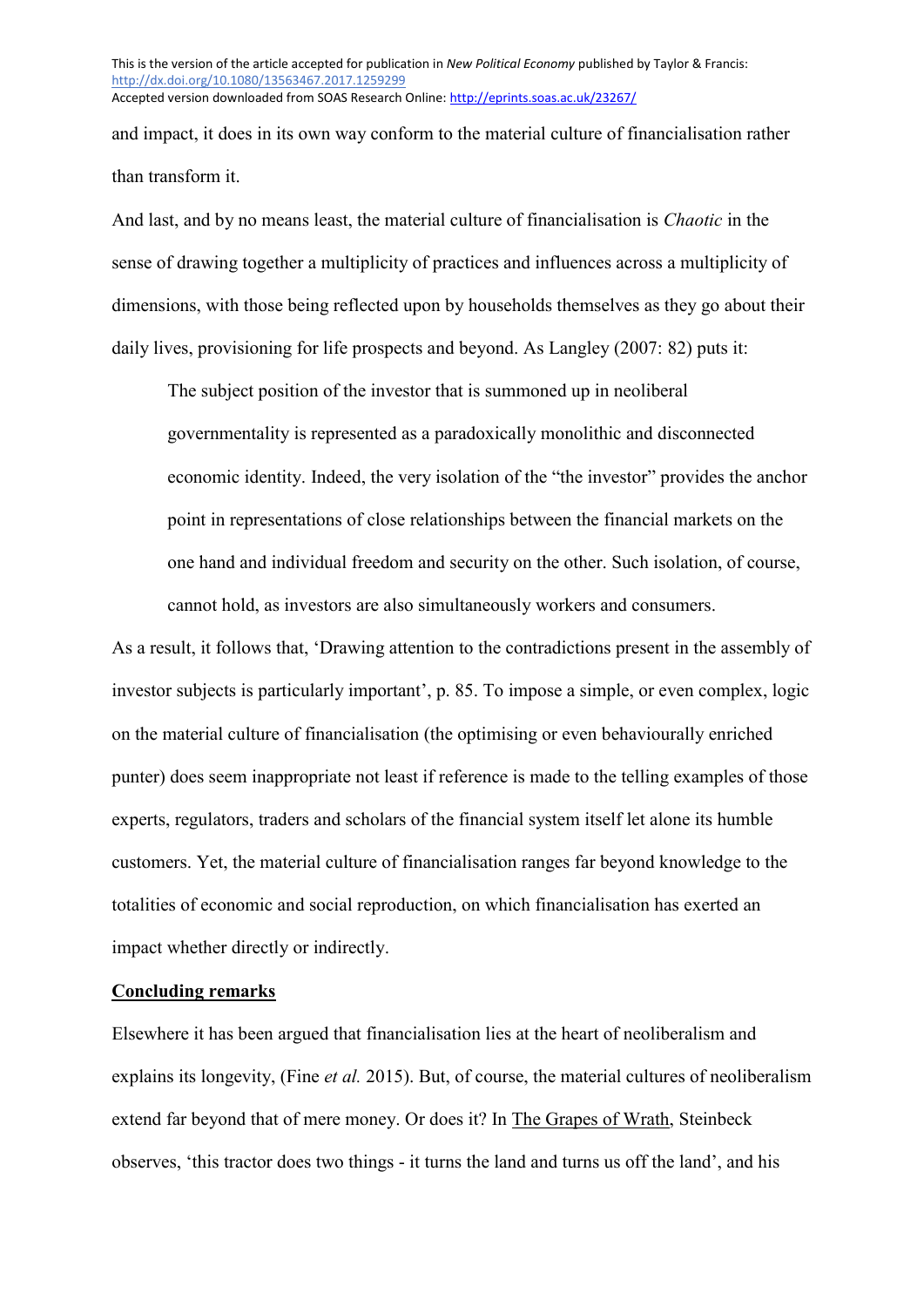and impact, it does in its own way conform to the material culture of financialisation rather than transform it.

And last, and by no means least, the material culture of financialisation is *Chaotic* in the sense of drawing together a multiplicity of practices and influences across a multiplicity of dimensions, with those being reflected upon by households themselves as they go about their daily lives, provisioning for life prospects and beyond. As Langley (2007: 82) puts it:

> The subject position of the investor that is summoned up in neoliberal governmentality is represented as a paradoxically monolithic and disconnected economic identity. Indeed, the very isolation of the "the investor" provides the anchor point in representations of close relationships between the financial markets on the one hand and individual freedom and security on the other. Such isolation, of course, cannot hold, as investors are also simultaneously workers and consumers.

As a result, it follows that, 'Drawing attention to the contradictions present in the assembly of investor subjects is particularly important', p. 85. To impose a simple, or even complex, logic on the material culture of financialisation (the optimising or even behaviourally enriched punter) does seem inappropriate not least if reference is made to the telling examples of those experts, regulators, traders and scholars of the financial system itself let alone its humble customers. Yet, the material culture of financialisation ranges far beyond knowledge to the totalities of economic and social reproduction, on which financialisation has exerted an impact whether directly or indirectly.

## Concluding remarks

Elsewhere it has been argued that financialisation lies at the heart of neoliberalism and explains its longevity, (Fine *et al.* 2015). But, of course, the material cultures of neoliberalism extend far beyond that of mere money. Or does it? In The Grapes of Wrath, Steinbeck observes, 'this tractor does two things - it turns the land and turns us off the land', and his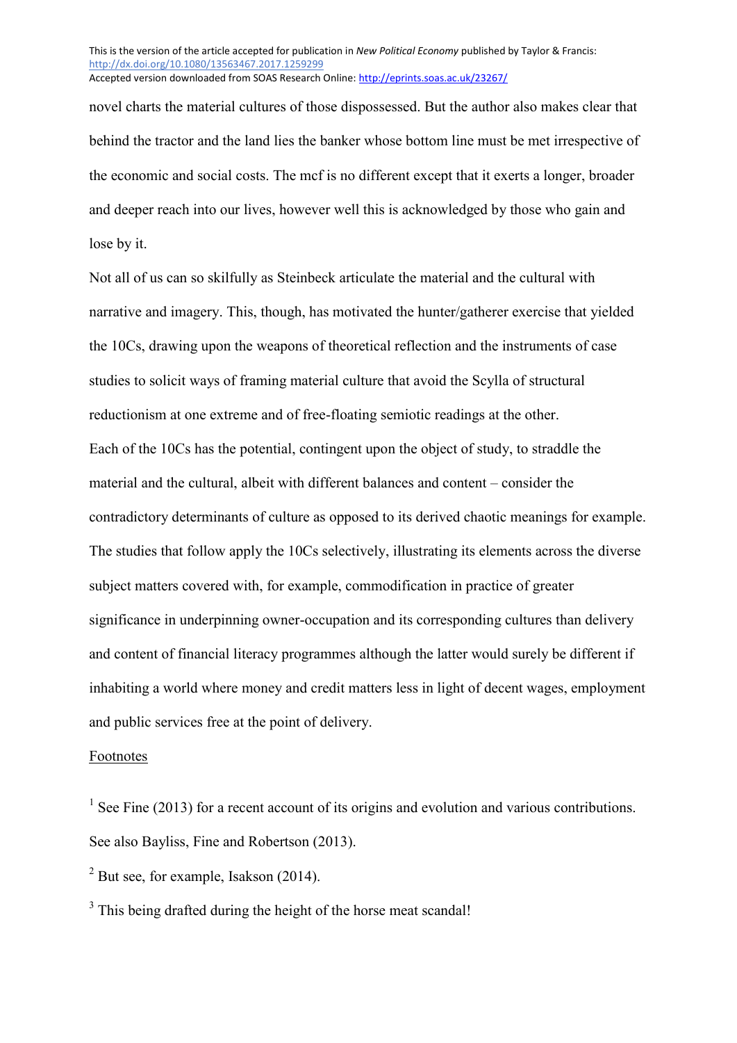novel charts the material cultures of those dispossessed. But the author also makes clear that behind the tractor and the land lies the banker whose bottom line must be met irrespective of the economic and social costs. The mcf is no different except that it exerts a longer, broader and deeper reach into our lives, however well this is acknowledged by those who gain and lose by it.

Not all of us can so skilfully as Steinbeck articulate the material and the cultural with narrative and imagery. This, though, has motivated the hunter/gatherer exercise that yielded the 10Cs, drawing upon the weapons of theoretical reflection and the instruments of case studies to solicit ways of framing material culture that avoid the Scylla of structural reductionism at one extreme and of free-floating semiotic readings at the other.

Each of the 10Cs has the potential, contingent upon the object of study, to straddle the material and the cultural, albeit with different balances and content – consider the contradictory determinants of culture as opposed to its derived chaotic meanings for example. The studies that follow apply the 10Cs selectively, illustrating its elements across the diverse subject matters covered with, for example, commodification in practice of greater significance in underpinning owner-occupation and its corresponding cultures than delivery and content of financial literacy programmes although the latter would surely be different if inhabiting a world where money and credit matters less in light of decent wages, employment and public services free at the point of delivery.

Footnotes

[1] See Fine (2013) for a recent account of its origins and evolution and various contributions. See also Bayliss, Fine and Robertson (2013).

[2] But see, for example, Isakson (2014).

[3] This being drafted during the height of the horse meat scandal!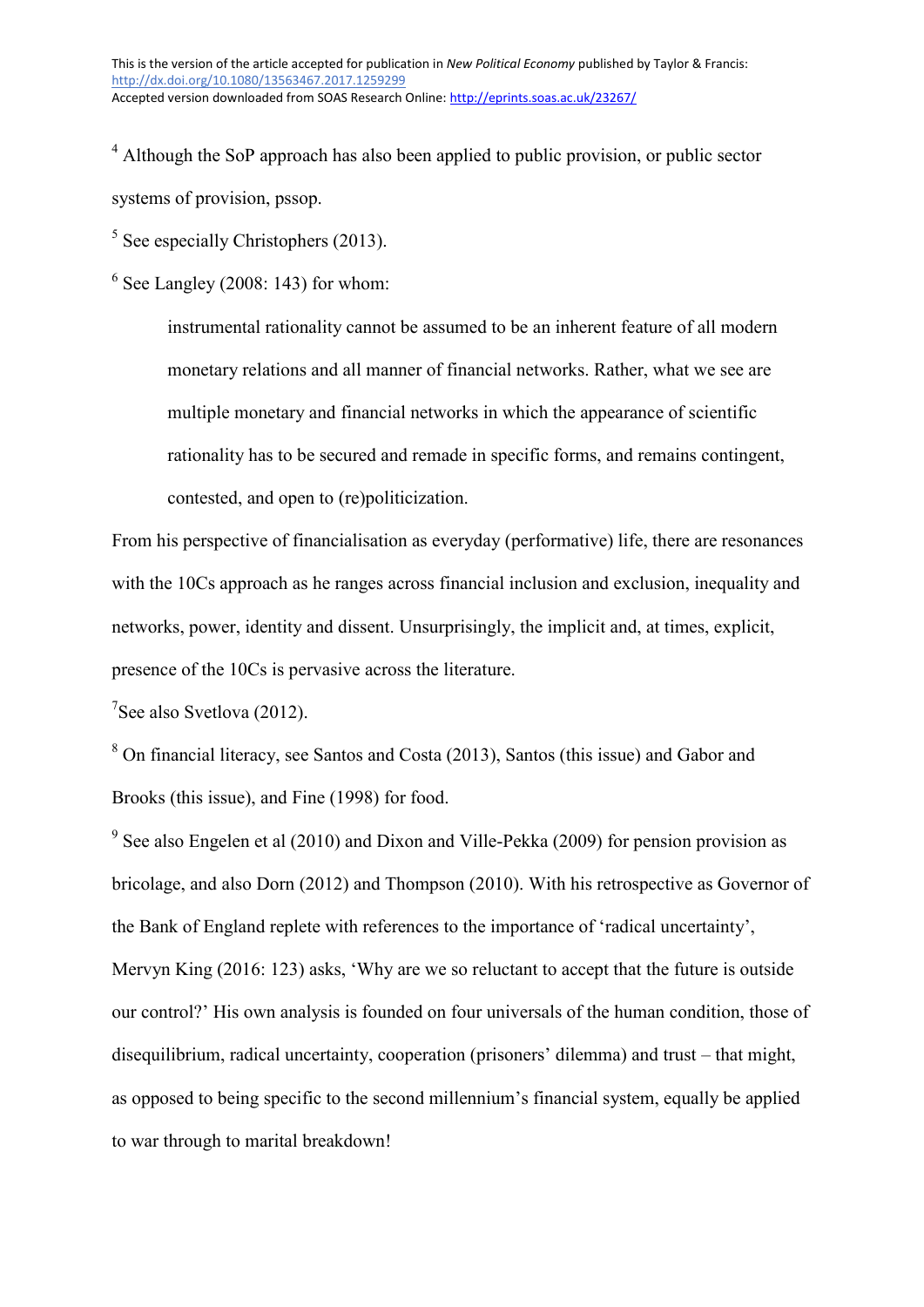[4] Although the SoP approach has also been applied to public provision, or public sector systems of provision, pssop.

[5] See especially Christophers (2013).

[6] See Langley (2008: 143) for whom:

> instrumental rationality cannot be assumed to be an inherent feature of all modern monetary relations and all manner of financial networks. Rather, what we see are multiple monetary and financial networks in which the appearance of scientific rationality has to be secured and remade in specific forms, and remains contingent, contested, and open to (re)politicization.

From his perspective of financialisation as everyday (performative) life, there are resonances with the 10Cs approach as he ranges across financial inclusion and exclusion, inequality and networks, power, identity and dissent. Unsurprisingly, the implicit and, at times, explicit, presence of the 10Cs is pervasive across the literature.

[7] See also Svetlova (2012).

[8] On financial literacy, see Santos and Costa (2013), Santos (this issue) and Gabor and Brooks (this issue), and Fine (1998) for food.

[9] See also Engelen et al (2010) and Dixon and Ville-Pekka (2009) for pension provision as bricolage, and also Dorn (2012) and Thompson (2010). With his retrospective as Governor of the Bank of England replete with references to the importance of 'radical uncertainty', Mervyn King (2016: 123) asks, 'Why are we so reluctant to accept that the future is outside our control?' His own analysis is founded on four universals of the human condition, those of disequilibrium, radical uncertainty, cooperation (prisoners' dilemma) and trust – that might, as opposed to being specific to the second millennium's financial system, equally be applied to war through to marital breakdown!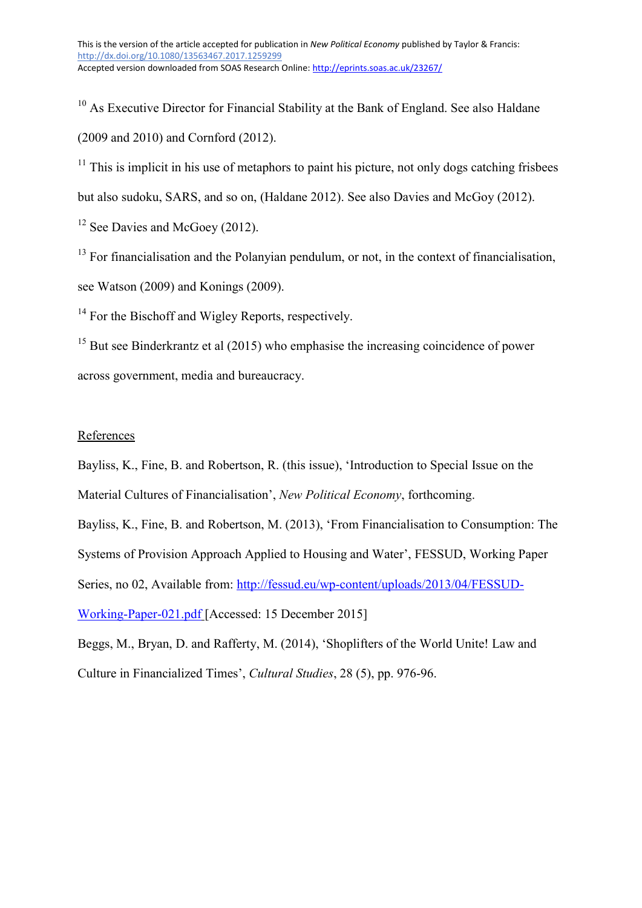[10] As Executive Director for Financial Stability at the Bank of England. See also Haldane (2009 and 2010) and Cornford (2012).

[11] This is implicit in his use of metaphors to paint his picture, not only dogs catching frisbees but also sudoku, SARS, and so on, (Haldane 2012). See also Davies and McGoy (2012).

[12] See Davies and McGoey (2012).

[13] For financialisation and the Polanyian pendulum, or not, in the context of financialisation, see Watson (2009) and Konings (2009).

[14] For the Bischoff and Wigley Reports, respectively.

[15] But see Binderkrantz et al (2015) who emphasise the increasing coincidence of power across government, media and bureaucracy.

## References

Bayliss, K., Fine, B. and Robertson, R. (this issue), 'Introduction to Special Issue on the Material Cultures of Financialisation', *New Political Economy*, forthcoming.

Bayliss, K., Fine, B. and Robertson, M. (2013), 'From Financialisation to Consumption: The Systems of Provision Approach Applied to Housing and Water', FESSUD, Working Paper Series, no 02, Available from: http://fessud.eu/wp-content/uploads/2013/04/FESSUD-Working-Paper-021.pdf [Accessed: 15 December 2015]

Beggs, M., Bryan, D. and Rafferty, M. (2014), 'Shoplifters of the World Unite! Law and Culture in Financialized Times', *Cultural Studies*, 28 (5), pp. 976-96.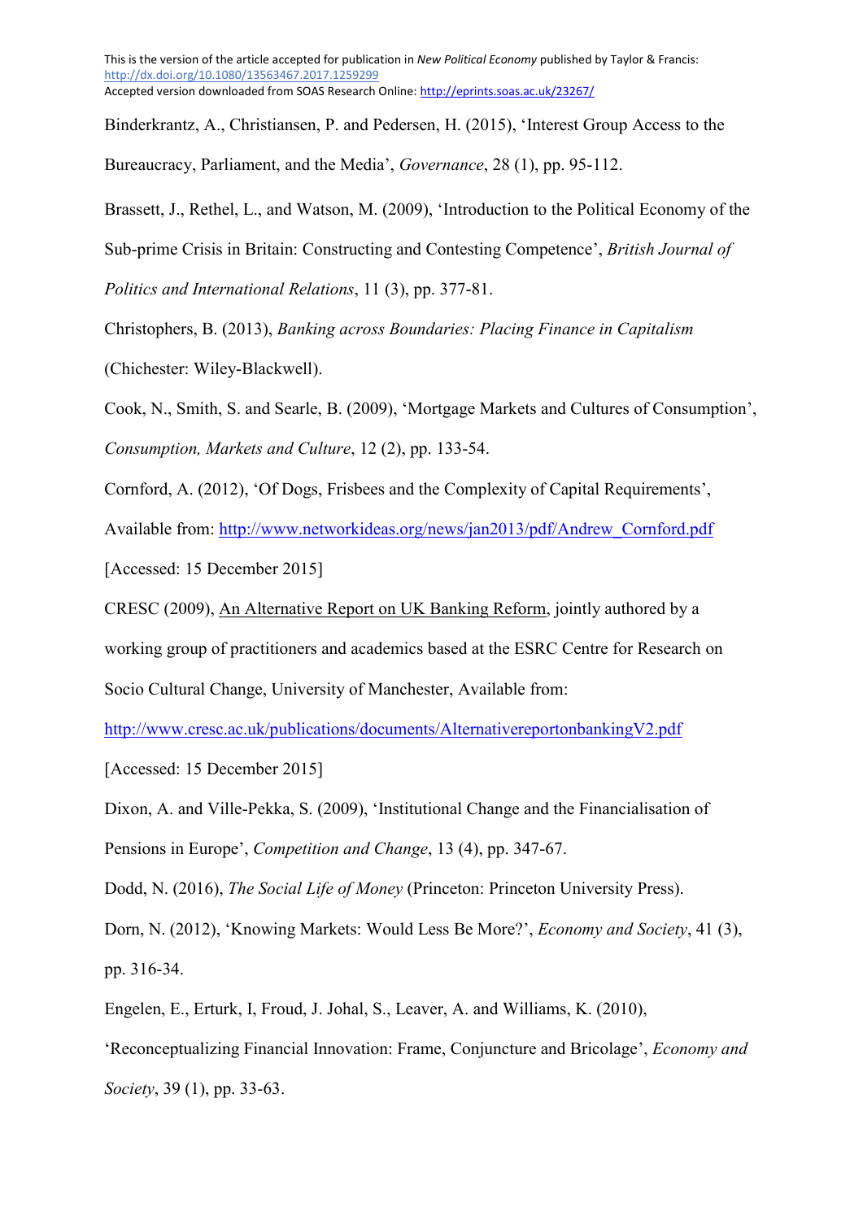Binderkrantz, A., Christiansen, P. and Pedersen, H. (2015), 'Interest Group Access to the Bureaucracy, Parliament, and the Media', *Governance*, 28 (1), pp. 95-112.

Brassett, J., Rethel, L., and Watson, M. (2009), 'Introduction to the Political Economy of the Sub-prime Crisis in Britain: Constructing and Contesting Competence', *British Journal of Politics and International Relations*, 11 (3), pp. 377-81.

Christophers, B. (2013), *Banking across Boundaries: Placing Finance in Capitalism* (Chichester: Wiley-Blackwell).

Cook, N., Smith, S. and Searle, B. (2009), 'Mortgage Markets and Cultures of Consumption', *Consumption, Markets and Culture*, 12 (2), pp. 133-54.

Cornford, A. (2012), 'Of Dogs, Frisbees and the Complexity of Capital Requirements', Available from: http://www.networkideas.org/news/jan2013/pdf/Andrew_Cornford.pdf [Accessed: 15 December 2015]

CRESC (2009), An Alternative Report on UK Banking Reform, jointly authored by a working group of practitioners and academics based at the ESRC Centre for Research on Socio Cultural Change, University of Manchester, Available from: http://www.cresc.ac.uk/publications/documents/AlternativereportonbankingV2.pdf [Accessed: 15 December 2015]

Dixon, A. and Ville-Pekka, S. (2009), 'Institutional Change and the Financialisation of Pensions in Europe', *Competition and Change*, 13 (4), pp. 347-67.

Dodd, N. (2016), *The Social Life of Money* (Princeton: Princeton University Press).

Dorn, N. (2012), 'Knowing Markets: Would Less Be More?', *Economy and Society*, 41 (3), pp. 316-34.

Engelen, E., Erturk, I, Froud, J. Johal, S., Leaver, A. and Williams, K. (2010), 'Reconceptualizing Financial Innovation: Frame, Conjuncture and Bricolage', *Economy and Society*, 39 (1), pp. 33-63.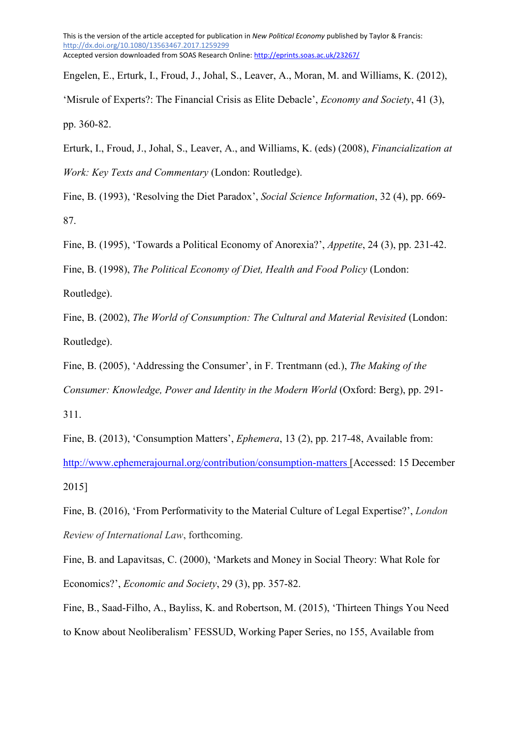Engelen, E., Erturk, I., Froud, J., Johal, S., Leaver, A., Moran, M. and Williams, K. (2012), 'Misrule of Experts?: The Financial Crisis as Elite Debacle', *Economy and Society*, 41 (3), pp. 360-82.

Erturk, I., Froud, J., Johal, S., Leaver, A., and Williams, K. (eds) (2008), *Financialization at Work: Key Texts and Commentary* (London: Routledge).

Fine, B. (1993), 'Resolving the Diet Paradox', *Social Science Information*, 32 (4), pp. 669-87.

Fine, B. (1995), 'Towards a Political Economy of Anorexia?', *Appetite*, 24 (3), pp. 231-42.

Fine, B. (1998), *The Political Economy of Diet, Health and Food Policy* (London: Routledge).

Fine, B. (2002), *The World of Consumption: The Cultural and Material Revisited* (London: Routledge).

Fine, B. (2005), 'Addressing the Consumer', in F. Trentmann (ed.), *The Making of the Consumer: Knowledge, Power and Identity in the Modern World* (Oxford: Berg), pp. 291-311.

Fine, B. (2013), 'Consumption Matters', *Ephemera*, 13 (2), pp. 217-48, Available from: http://www.ephemerajournal.org/contribution/consumption-matters [Accessed: 15 December 2015]

Fine, B. (2016), 'From Performativity to the Material Culture of Legal Expertise?', *London Review of International Law*, forthcoming.

Fine, B. and Lapavitsas, C. (2000), 'Markets and Money in Social Theory: What Role for Economics?', *Economic and Society*, 29 (3), pp. 357-82.

Fine, B., Saad-Filho, A., Bayliss, K. and Robertson, M. (2015), 'Thirteen Things You Need to Know about Neoliberalism' FESSUD, Working Paper Series, no 155, Available from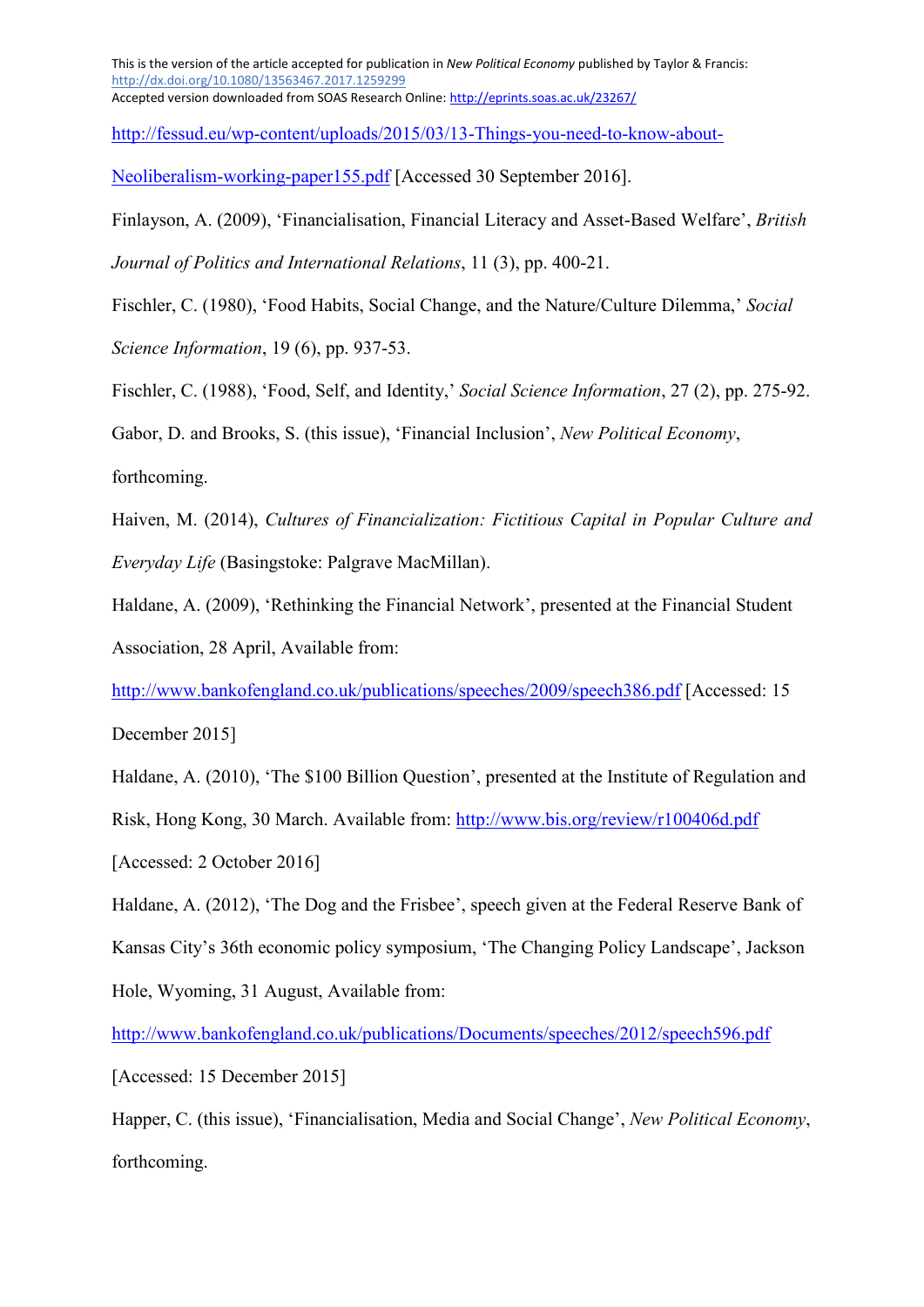http://fessud.eu/wp-content/uploads/2015/03/13-Things-you-need-to-know-about-Neoliberalism-working-paper155.pdf [Accessed 30 September 2016].

Finlayson, A. (2009), 'Financialisation, Financial Literacy and Asset-Based Welfare', *British Journal of Politics and International Relations*, 11 (3), pp. 400-21.

Fischler, C. (1980), 'Food Habits, Social Change, and the Nature/Culture Dilemma,' *Social Science Information*, 19 (6), pp. 937-53.

Fischler, C. (1988), 'Food, Self, and Identity,' *Social Science Information*, 27 (2), pp. 275-92.

Gabor, D. and Brooks, S. (this issue), 'Financial Inclusion', *New Political Economy*, forthcoming.

Haiven, M. (2014), *Cultures of Financialization: Fictitious Capital in Popular Culture and Everyday Life* (Basingstoke: Palgrave MacMillan).

Haldane, A. (2009), 'Rethinking the Financial Network', presented at the Financial Student Association, 28 April, Available from: http://www.bankofengland.co.uk/publications/speeches/2009/speech386.pdf [Accessed: 15 December 2015]

Haldane, A. (2010), 'The $100 Billion Question', presented at the Institute of Regulation and Risk, Hong Kong, 30 March. Available from: http://www.bis.org/review/r100406d.pdf [Accessed: 2 October 2016]

Haldane, A. (2012), 'The Dog and the Frisbee', speech given at the Federal Reserve Bank of Kansas City's 36th economic policy symposium, 'The Changing Policy Landscape', Jackson Hole, Wyoming, 31 August, Available from: http://www.bankofengland.co.uk/publications/Documents/speeches/2012/speech596.pdf [Accessed: 15 December 2015]

Happer, C. (this issue), 'Financialisation, Media and Social Change', *New Political Economy*, forthcoming.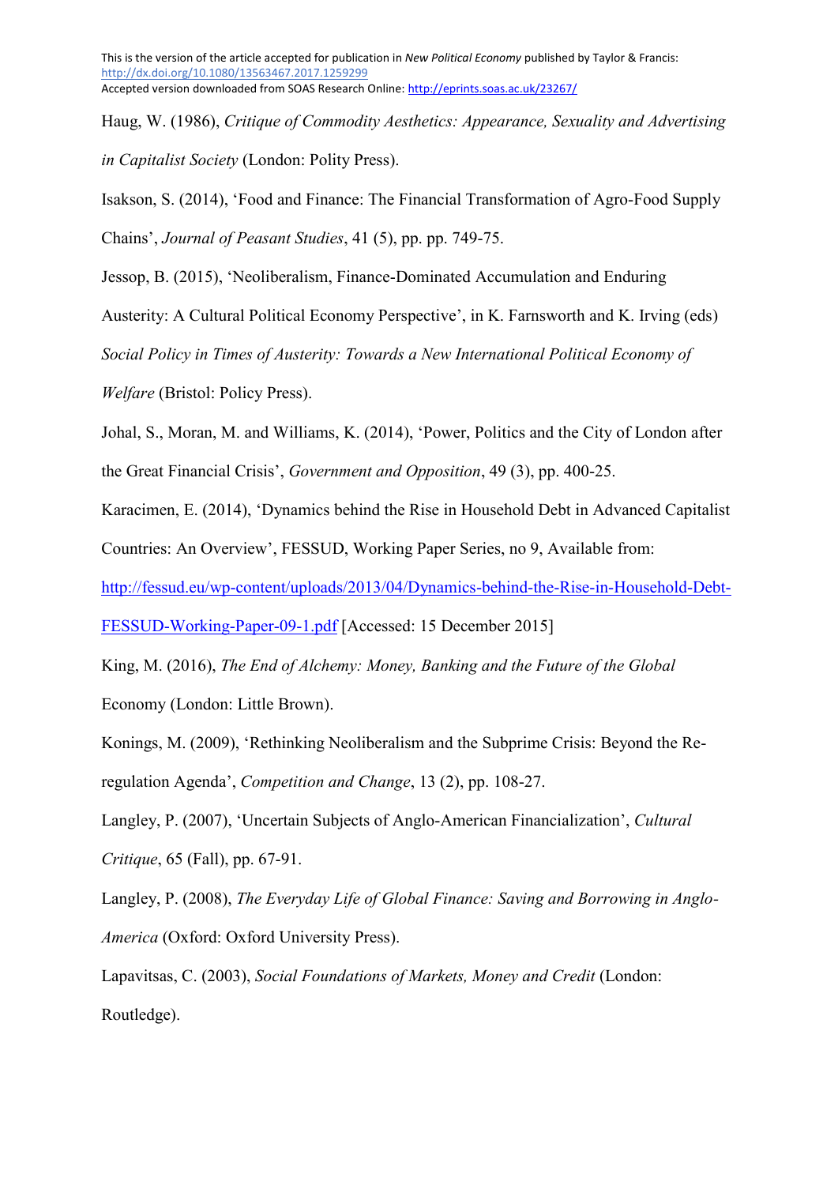Haug, W. (1986), *Critique of Commodity Aesthetics: Appearance, Sexuality and Advertising in Capitalist Society* (London: Polity Press).

Isakson, S. (2014), 'Food and Finance: The Financial Transformation of Agro-Food Supply Chains', *Journal of Peasant Studies*, 41 (5), pp. pp. 749-75.

Jessop, B. (2015), 'Neoliberalism, Finance-Dominated Accumulation and Enduring Austerity: A Cultural Political Economy Perspective', in K. Farnsworth and K. Irving (eds) *Social Policy in Times of Austerity: Towards a New International Political Economy of Welfare* (Bristol: Policy Press).

Johal, S., Moran, M. and Williams, K. (2014), 'Power, Politics and the City of London after the Great Financial Crisis', *Government and Opposition*, 49 (3), pp. 400-25.

Karacimen, E. (2014), 'Dynamics behind the Rise in Household Debt in Advanced Capitalist Countries: An Overview', FESSUD, Working Paper Series, no 9, Available from: [http://fessud.eu/wp-content/uploads/2013/04/Dynamics-behind-the-Rise-in-Household-Debt-FESSUD-Working-Paper-09-1.pdf](http://fessud.eu/wp-content/uploads/2013/04/Dynamics-behind-the-Rise-in-Household-Debt-FESSUD-Working-Paper-09-1.pdf) [Accessed: 15 December 2015]

King, M. (2016), *The End of Alchemy: Money, Banking and the Future of the Global* Economy (London: Little Brown).

Konings, M. (2009), 'Rethinking Neoliberalism and the Subprime Crisis: Beyond the Re-regulation Agenda', *Competition and Change*, 13 (2), pp. 108-27.

Langley, P. (2007), 'Uncertain Subjects of Anglo-American Financialization', *Cultural Critique*, 65 (Fall), pp. 67-91.

Langley, P. (2008), *The Everyday Life of Global Finance: Saving and Borrowing in Anglo-America* (Oxford: Oxford University Press).

Lapavitsas, C. (2003), *Social Foundations of Markets, Money and Credit* (London: Routledge).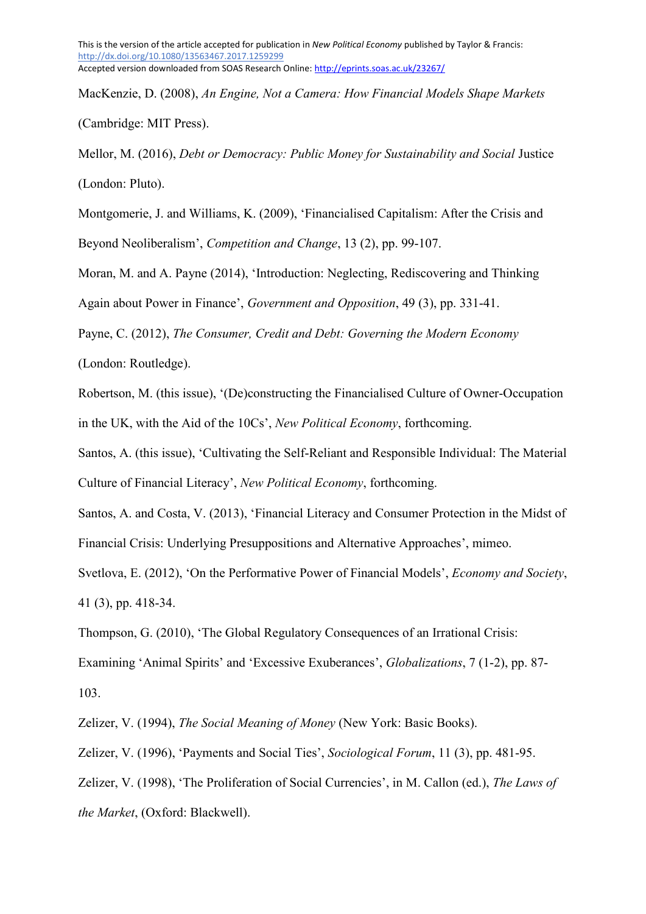MacKenzie, D. (2008), *An Engine, Not a Camera: How Financial Models Shape Markets* (Cambridge: MIT Press).

Mellor, M. (2016), *Debt or Democracy: Public Money for Sustainability and Social* Justice (London: Pluto).

Montgomerie, J. and Williams, K. (2009), 'Financialised Capitalism: After the Crisis and Beyond Neoliberalism', *Competition and Change*, 13 (2), pp. 99-107.

Moran, M. and A. Payne (2014), 'Introduction: Neglecting, Rediscovering and Thinking Again about Power in Finance', *Government and Opposition*, 49 (3), pp. 331-41.

Payne, C. (2012), *The Consumer, Credit and Debt: Governing the Modern Economy* (London: Routledge).

Robertson, M. (this issue), '(De)constructing the Financialised Culture of Owner-Occupation in the UK, with the Aid of the 10Cs', *New Political Economy*, forthcoming.

Santos, A. (this issue), 'Cultivating the Self-Reliant and Responsible Individual: The Material Culture of Financial Literacy', *New Political Economy*, forthcoming.

Santos, A. and Costa, V. (2013), 'Financial Literacy and Consumer Protection in the Midst of Financial Crisis: Underlying Presuppositions and Alternative Approaches', mimeo.

Svetlova, E. (2012), 'On the Performative Power of Financial Models', *Economy and Society*, 41 (3), pp. 418-34.

Thompson, G. (2010), 'The Global Regulatory Consequences of an Irrational Crisis: Examining 'Animal Spirits' and 'Excessive Exuberances', *Globalizations*, 7 (1-2), pp. 87-103.

Zelizer, V. (1994), *The Social Meaning of Money* (New York: Basic Books).

Zelizer, V. (1996), 'Payments and Social Ties', *Sociological Forum*, 11 (3), pp. 481-95.

Zelizer, V. (1998), 'The Proliferation of Social Currencies', in M. Callon (ed.), *The Laws of the Market*, (Oxford: Blackwell).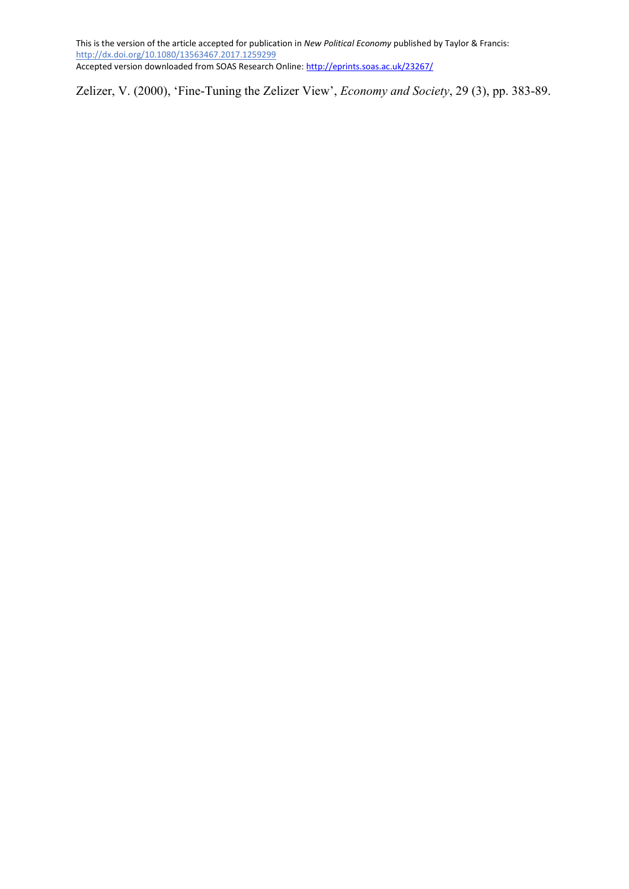Zelizer, V. (2000), 'Fine-Tuning the Zelizer View', *Economy and Society*, 29 (3), pp. 383-89.